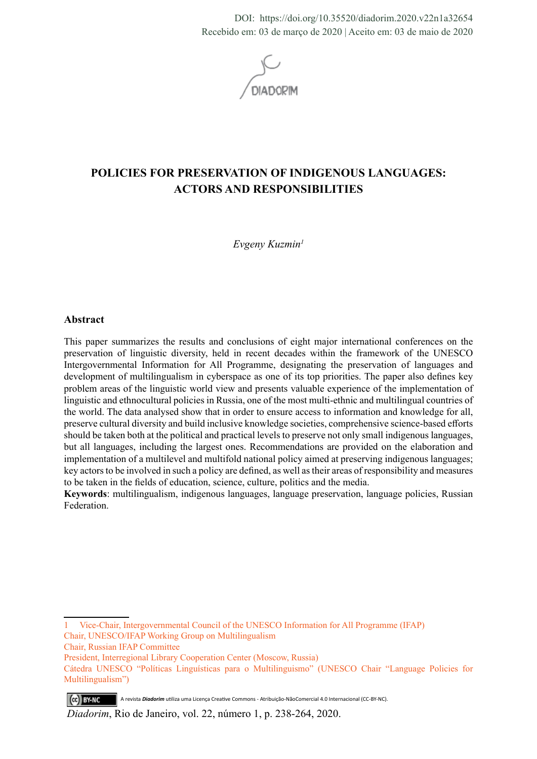DOI: https://doi.org/10.35520/diadorim.2020.v22n1a32654
Recebido em: 03 de março de 2020 | Aceito em: 03 de maio de 2020

# POLICIES FOR PRESERVATION OF INDIGENOUS LANGUAGES: ACTORS AND RESPONSIBILITIES

*Evgeny Kuzmin*[1]

## Abstract

This paper summarizes the results and conclusions of eight major international conferences on the preservation of linguistic diversity, held in recent decades within the framework of the UNESCO Intergovernmental Information for All Programme, designating the preservation of languages and development of multilingualism in cyberspace as one of its top priorities. The paper also defines key problem areas of the linguistic world view and presents valuable experience of the implementation of linguistic and ethnocultural policies in Russia, one of the most multi-ethnic and multilingual countries of the world. The data analysed show that in order to ensure access to information and knowledge for all, preserve cultural diversity and build inclusive knowledge societies, comprehensive science-based efforts should be taken both at the political and practical levels to preserve not only small indigenous languages, but all languages, including the largest ones. Recommendations are provided on the elaboration and implementation of a multilevel and multifold national policy aimed at preserving indigenous languages; key actors to be involved in such a policy are defined, as well as their areas of responsibility and measures to be taken in the fields of education, science, culture, politics and the media.

**Keywords**: multilingualism, indigenous languages, language preservation, language policies, Russian Federation.

---

[1] Vice-Chair, Intergovernmental Council of the UNESCO Information for All Programme (IFAP)
Chair, UNESCO/IFAP Working Group on Multilingualism
Chair, Russian IFAP Committee
President, Interregional Library Cooperation Center (Moscow, Russia)
Cátedra UNESCO "Políticas Linguísticas para o Multilinguismo" (UNESCO Chair "Language Policies for Multilingualism")

A revista *Diadorim* utiliza uma Licença Creative Commons - Atribuição-NãoComercial 4.0 Internacional (CC-BY-NC).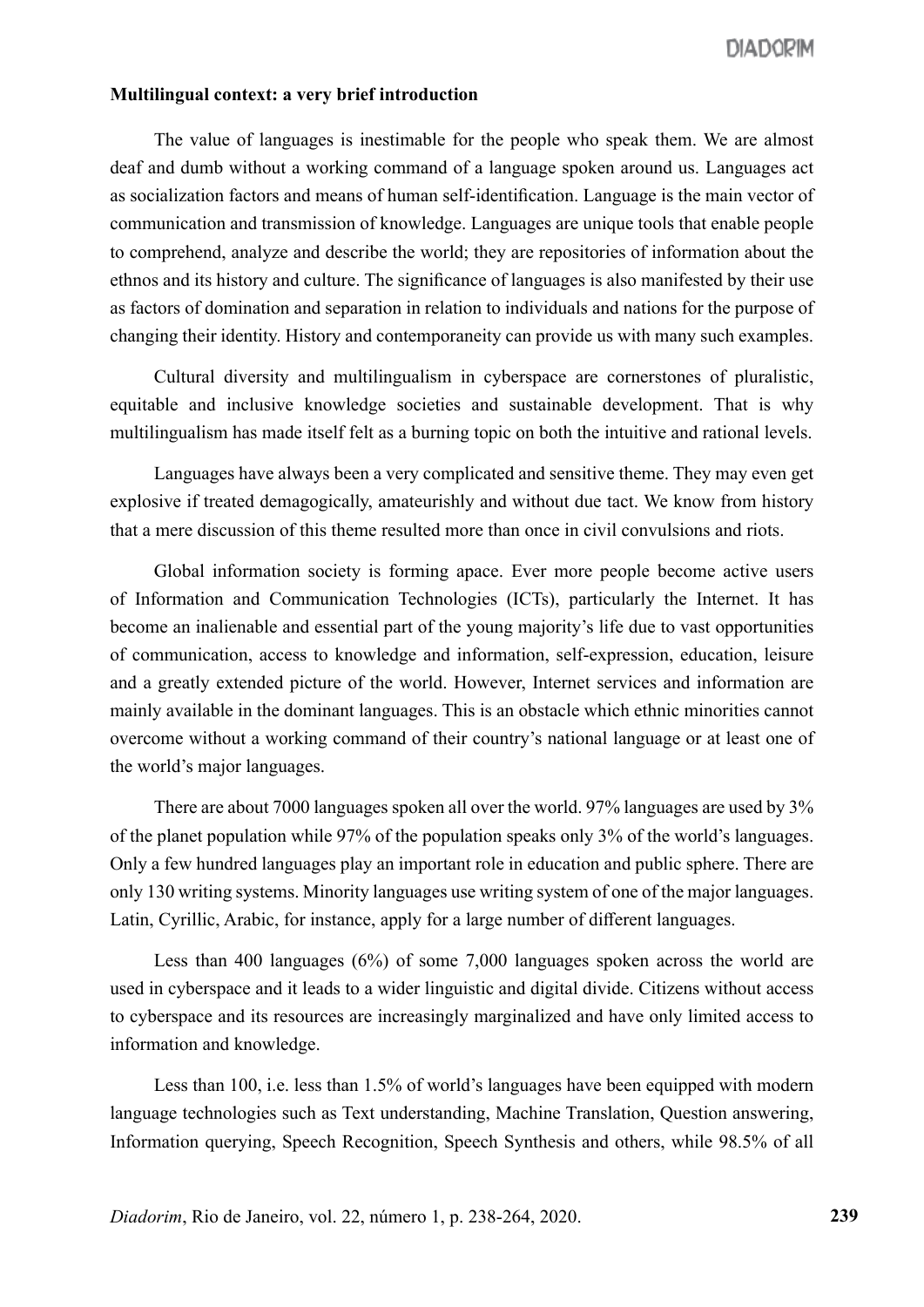**Multilingual context: a very brief introduction**

The value of languages is inestimable for the people who speak them. We are almost deaf and dumb without a working command of a language spoken around us. Languages act as socialization factors and means of human self-identification. Language is the main vector of communication and transmission of knowledge. Languages are unique tools that enable people to comprehend, analyze and describe the world; they are repositories of information about the ethnos and its history and culture. The significance of languages is also manifested by their use as factors of domination and separation in relation to individuals and nations for the purpose of changing their identity. History and contemporaneity can provide us with many such examples.

Cultural diversity and multilingualism in cyberspace are cornerstones of pluralistic, equitable and inclusive knowledge societies and sustainable development. That is why multilingualism has made itself felt as a burning topic on both the intuitive and rational levels.

Languages have always been a very complicated and sensitive theme. They may even get explosive if treated demagogically, amateurishly and without due tact. We know from history that a mere discussion of this theme resulted more than once in civil convulsions and riots.

Global information society is forming apace. Ever more people become active users of Information and Communication Technologies (ICTs), particularly the Internet. It has become an inalienable and essential part of the young majority's life due to vast opportunities of communication, access to knowledge and information, self-expression, education, leisure and a greatly extended picture of the world. However, Internet services and information are mainly available in the dominant languages. This is an obstacle which ethnic minorities cannot overcome without a working command of their country's national language or at least one of the world's major languages.

There are about 7000 languages spoken all over the world. 97% languages are used by 3% of the planet population while 97% of the population speaks only 3% of the world's languages. Only a few hundred languages play an important role in education and public sphere. There are only 130 writing systems. Minority languages use writing system of one of the major languages. Latin, Cyrillic, Arabic, for instance, apply for a large number of different languages.

Less than 400 languages (6%) of some 7,000 languages spoken across the world are used in cyberspace and it leads to a wider linguistic and digital divide. Citizens without access to cyberspace and its resources are increasingly marginalized and have only limited access to information and knowledge.

Less than 100, i.e. less than 1.5% of world's languages have been equipped with modern language technologies such as Text understanding, Machine Translation, Question answering, Information querying, Speech Recognition, Speech Synthesis and others, while 98.5% of all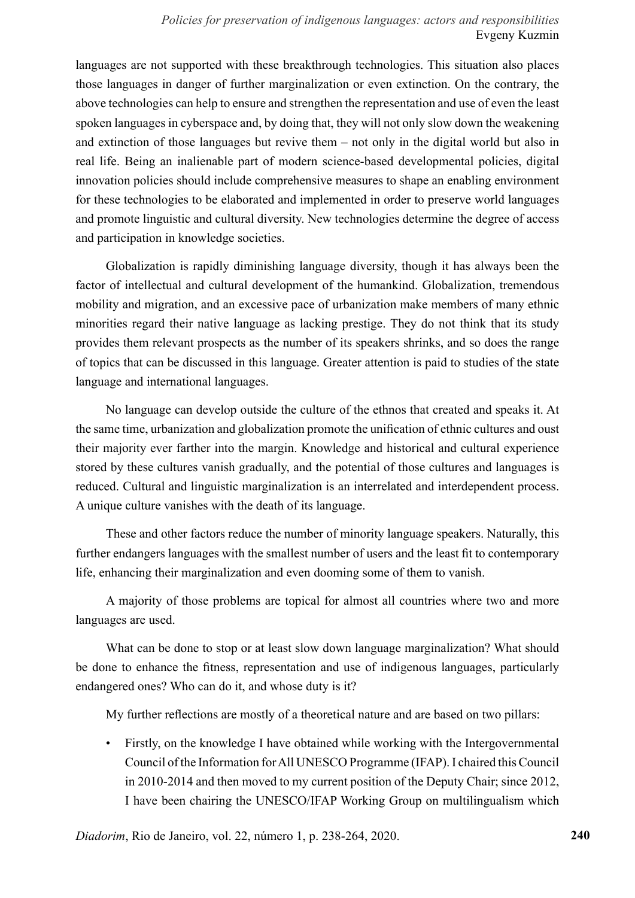languages are not supported with these breakthrough technologies. This situation also places those languages in danger of further marginalization or even extinction. On the contrary, the above technologies can help to ensure and strengthen the representation and use of even the least spoken languages in cyberspace and, by doing that, they will not only slow down the weakening and extinction of those languages but revive them – not only in the digital world but also in real life. Being an inalienable part of modern science-based developmental policies, digital innovation policies should include comprehensive measures to shape an enabling environment for these technologies to be elaborated and implemented in order to preserve world languages and promote linguistic and cultural diversity. New technologies determine the degree of access and participation in knowledge societies.

Globalization is rapidly diminishing language diversity, though it has always been the factor of intellectual and cultural development of the humankind. Globalization, tremendous mobility and migration, and an excessive pace of urbanization make members of many ethnic minorities regard their native language as lacking prestige. They do not think that its study provides them relevant prospects as the number of its speakers shrinks, and so does the range of topics that can be discussed in this language. Greater attention is paid to studies of the state language and international languages.

No language can develop outside the culture of the ethnos that created and speaks it. At the same time, urbanization and globalization promote the unification of ethnic cultures and oust their majority ever farther into the margin. Knowledge and historical and cultural experience stored by these cultures vanish gradually, and the potential of those cultures and languages is reduced. Cultural and linguistic marginalization is an interrelated and interdependent process. A unique culture vanishes with the death of its language.

These and other factors reduce the number of minority language speakers. Naturally, this further endangers languages with the smallest number of users and the least fit to contemporary life, enhancing their marginalization and even dooming some of them to vanish.

A majority of those problems are topical for almost all countries where two and more languages are used.

What can be done to stop or at least slow down language marginalization? What should be done to enhance the fitness, representation and use of indigenous languages, particularly endangered ones? Who can do it, and whose duty is it?

My further reflections are mostly of a theoretical nature and are based on two pillars:

- Firstly, on the knowledge I have obtained while working with the Intergovernmental Council of the Information for All UNESCO Programme (IFAP). I chaired this Council in 2010-2014 and then moved to my current position of the Deputy Chair; since 2012, I have been chairing the UNESCO/IFAP Working Group on multilingualism which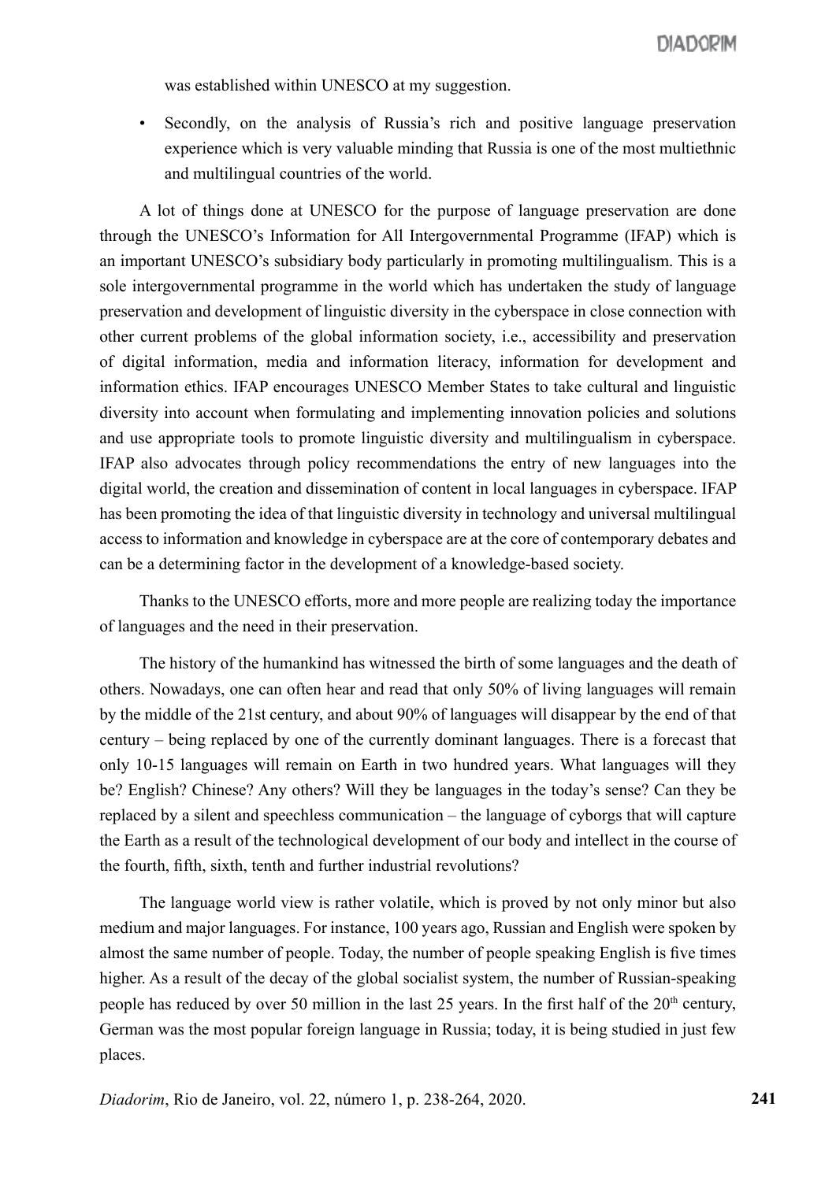was established within UNESCO at my suggestion.

- Secondly, on the analysis of Russia's rich and positive language preservation experience which is very valuable minding that Russia is one of the most multiethnic and multilingual countries of the world.

A lot of things done at UNESCO for the purpose of language preservation are done through the UNESCO's Information for All Intergovernmental Programme (IFAP) which is an important UNESCO's subsidiary body particularly in promoting multilingualism. This is a sole intergovernmental programme in the world which has undertaken the study of language preservation and development of linguistic diversity in the cyberspace in close connection with other current problems of the global information society, i.e., accessibility and preservation of digital information, media and information literacy, information for development and information ethics. IFAP encourages UNESCO Member States to take cultural and linguistic diversity into account when formulating and implementing innovation policies and solutions and use appropriate tools to promote linguistic diversity and multilingualism in cyberspace. IFAP also advocates through policy recommendations the entry of new languages into the digital world, the creation and dissemination of content in local languages in cyberspace. IFAP has been promoting the idea of that linguistic diversity in technology and universal multilingual access to information and knowledge in cyberspace are at the core of contemporary debates and can be a determining factor in the development of a knowledge-based society.

Thanks to the UNESCO efforts, more and more people are realizing today the importance of languages and the need in their preservation.

The history of the humankind has witnessed the birth of some languages and the death of others. Nowadays, one can often hear and read that only 50% of living languages will remain by the middle of the 21st century, and about 90% of languages will disappear by the end of that century – being replaced by one of the currently dominant languages. There is a forecast that only 10-15 languages will remain on Earth in two hundred years. What languages will they be? English? Chinese? Any others? Will they be languages in the today's sense? Can they be replaced by a silent and speechless communication – the language of cyborgs that will capture the Earth as a result of the technological development of our body and intellect in the course of the fourth, fifth, sixth, tenth and further industrial revolutions?

The language world view is rather volatile, which is proved by not only minor but also medium and major languages. For instance, 100 years ago, Russian and English were spoken by almost the same number of people. Today, the number of people speaking English is five times higher. As a result of the decay of the global socialist system, the number of Russian-speaking people has reduced by over 50 million in the last 25 years. In the first half of the 20th century, German was the most popular foreign language in Russia; today, it is being studied in just few places.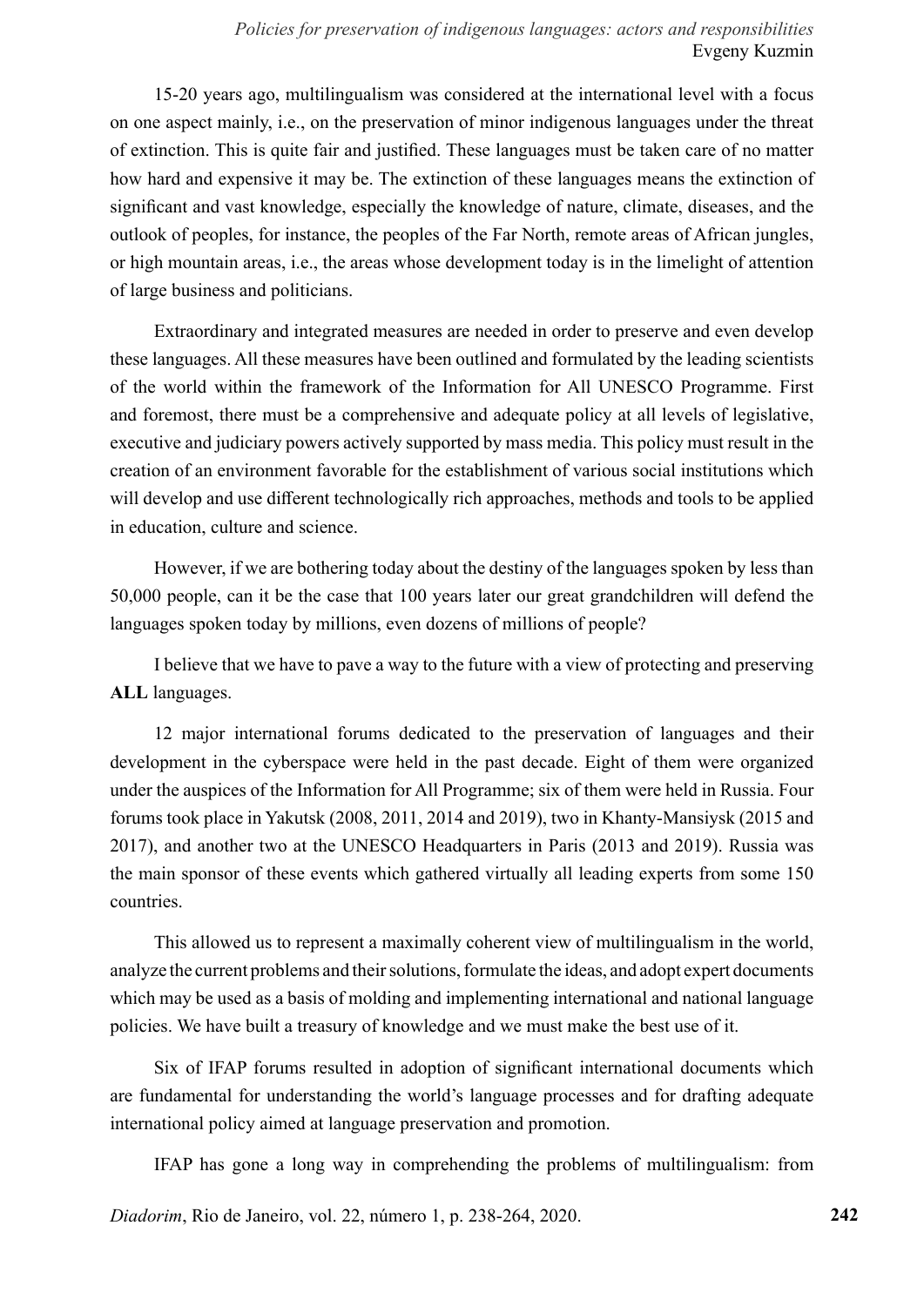15-20 years ago, multilingualism was considered at the international level with a focus on one aspect mainly, i.e., on the preservation of minor indigenous languages under the threat of extinction. This is quite fair and justified. These languages must be taken care of no matter how hard and expensive it may be. The extinction of these languages means the extinction of significant and vast knowledge, especially the knowledge of nature, climate, diseases, and the outlook of peoples, for instance, the peoples of the Far North, remote areas of African jungles, or high mountain areas, i.e., the areas whose development today is in the limelight of attention of large business and politicians.

Extraordinary and integrated measures are needed in order to preserve and even develop these languages. All these measures have been outlined and formulated by the leading scientists of the world within the framework of the Information for All UNESCO Programme. First and foremost, there must be a comprehensive and adequate policy at all levels of legislative, executive and judiciary powers actively supported by mass media. This policy must result in the creation of an environment favorable for the establishment of various social institutions which will develop and use different technologically rich approaches, methods and tools to be applied in education, culture and science.

However, if we are bothering today about the destiny of the languages spoken by less than 50,000 people, can it be the case that 100 years later our great grandchildren will defend the languages spoken today by millions, even dozens of millions of people?

I believe that we have to pave a way to the future with a view of protecting and preserving **ALL** languages.

12 major international forums dedicated to the preservation of languages and their development in the cyberspace were held in the past decade. Eight of them were organized under the auspices of the Information for All Programme; six of them were held in Russia. Four forums took place in Yakutsk (2008, 2011, 2014 and 2019), two in Khanty-Mansiysk (2015 and 2017), and another two at the UNESCO Headquarters in Paris (2013 and 2019). Russia was the main sponsor of these events which gathered virtually all leading experts from some 150 countries.

This allowed us to represent a maximally coherent view of multilingualism in the world, analyze the current problems and their solutions, formulate the ideas, and adopt expert documents which may be used as a basis of molding and implementing international and national language policies. We have built a treasury of knowledge and we must make the best use of it.

Six of IFAP forums resulted in adoption of significant international documents which are fundamental for understanding the world's language processes and for drafting adequate international policy aimed at language preservation and promotion.

IFAP has gone a long way in comprehending the problems of multilingualism: from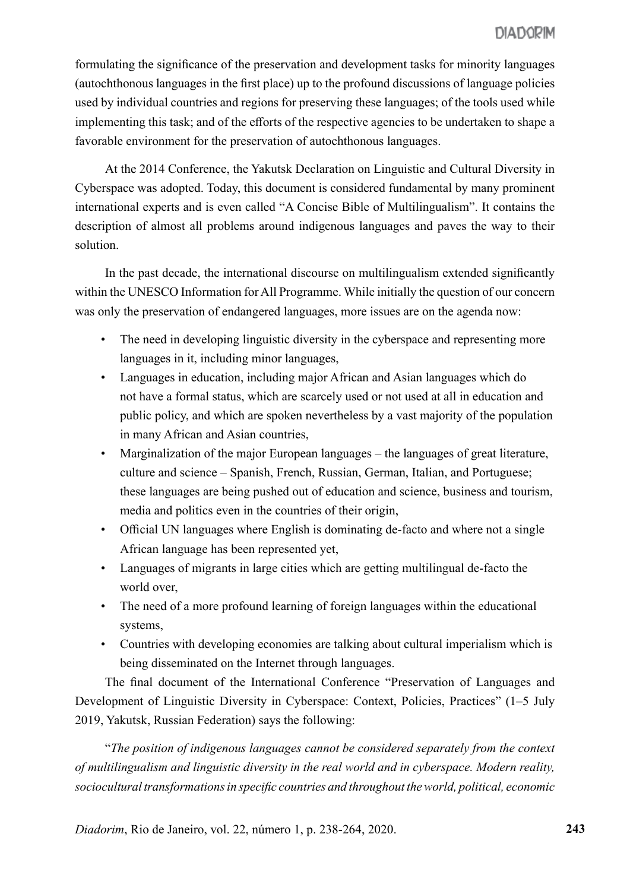formulating the significance of the preservation and development tasks for minority languages (autochthonous languages in the first place) up to the profound discussions of language policies used by individual countries and regions for preserving these languages; of the tools used while implementing this task; and of the efforts of the respective agencies to be undertaken to shape a favorable environment for the preservation of autochthonous languages.

At the 2014 Conference, the Yakutsk Declaration on Linguistic and Cultural Diversity in Cyberspace was adopted. Today, this document is considered fundamental by many prominent international experts and is even called "A Concise Bible of Multilingualism". It contains the description of almost all problems around indigenous languages and paves the way to their solution.

In the past decade, the international discourse on multilingualism extended significantly within the UNESCO Information for All Programme. While initially the question of our concern was only the preservation of endangered languages, more issues are on the agenda now:

- The need in developing linguistic diversity in the cyberspace and representing more languages in it, including minor languages,
- Languages in education, including major African and Asian languages which do not have a formal status, which are scarcely used or not used at all in education and public policy, and which are spoken nevertheless by a vast majority of the population in many African and Asian countries,
- Marginalization of the major European languages – the languages of great literature, culture and science – Spanish, French, Russian, German, Italian, and Portuguese; these languages are being pushed out of education and science, business and tourism, media and politics even in the countries of their origin,
- Official UN languages where English is dominating de-facto and where not a single African language has been represented yet,
- Languages of migrants in large cities which are getting multilingual de-facto the world over,
- The need of a more profound learning of foreign languages within the educational systems,
- Countries with developing economies are talking about cultural imperialism which is being disseminated on the Internet through languages.

The final document of the International Conference "Preservation of Languages and Development of Linguistic Diversity in Cyberspace: Context, Policies, Practices" (1–5 July 2019, Yakutsk, Russian Federation) says the following:

"*The position of indigenous languages cannot be considered separately from the context of multilingualism and linguistic diversity in the real world and in cyberspace. Modern reality, sociocultural transformations in specific countries and throughout the world, political, economic*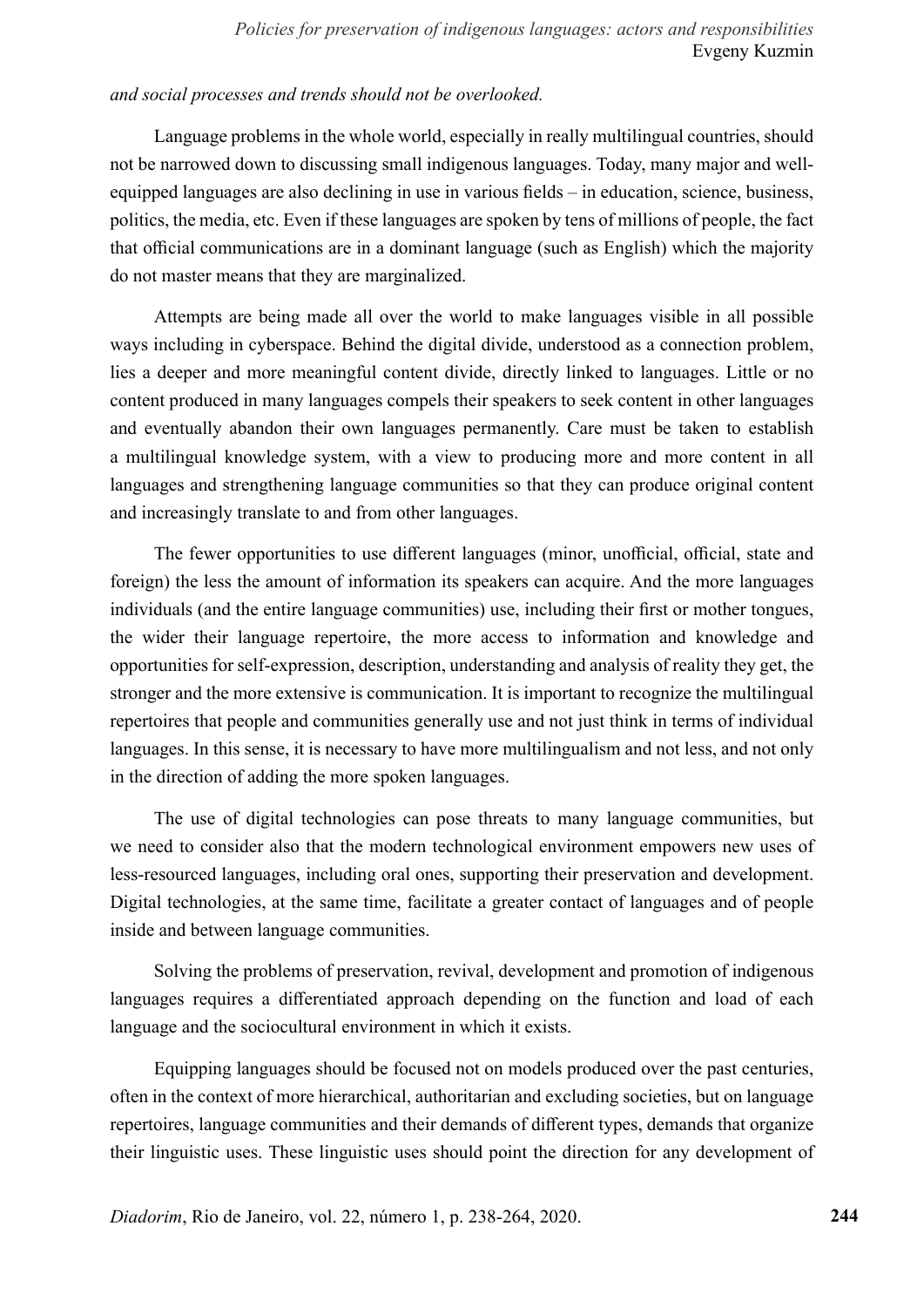*and social processes and trends should not be overlooked.*

Language problems in the whole world, especially in really multilingual countries, should not be narrowed down to discussing small indigenous languages. Today, many major and well-equipped languages are also declining in use in various fields – in education, science, business, politics, the media, etc. Even if these languages are spoken by tens of millions of people, the fact that official communications are in a dominant language (such as English) which the majority do not master means that they are marginalized.

Attempts are being made all over the world to make languages visible in all possible ways including in cyberspace. Behind the digital divide, understood as a connection problem, lies a deeper and more meaningful content divide, directly linked to languages. Little or no content produced in many languages compels their speakers to seek content in other languages and eventually abandon their own languages permanently. Care must be taken to establish a multilingual knowledge system, with a view to producing more and more content in all languages and strengthening language communities so that they can produce original content and increasingly translate to and from other languages.

The fewer opportunities to use different languages (minor, unofficial, official, state and foreign) the less the amount of information its speakers can acquire. And the more languages individuals (and the entire language communities) use, including their first or mother tongues, the wider their language repertoire, the more access to information and knowledge and opportunities for self-expression, description, understanding and analysis of reality they get, the stronger and the more extensive is communication. It is important to recognize the multilingual repertoires that people and communities generally use and not just think in terms of individual languages. In this sense, it is necessary to have more multilingualism and not less, and not only in the direction of adding the more spoken languages.

The use of digital technologies can pose threats to many language communities, but we need to consider also that the modern technological environment empowers new uses of less-resourced languages, including oral ones, supporting their preservation and development. Digital technologies, at the same time, facilitate a greater contact of languages and of people inside and between language communities.

Solving the problems of preservation, revival, development and promotion of indigenous languages requires a differentiated approach depending on the function and load of each language and the sociocultural environment in which it exists.

Equipping languages should be focused not on models produced over the past centuries, often in the context of more hierarchical, authoritarian and excluding societies, but on language repertoires, language communities and their demands of different types, demands that organize their linguistic uses. These linguistic uses should point the direction for any development of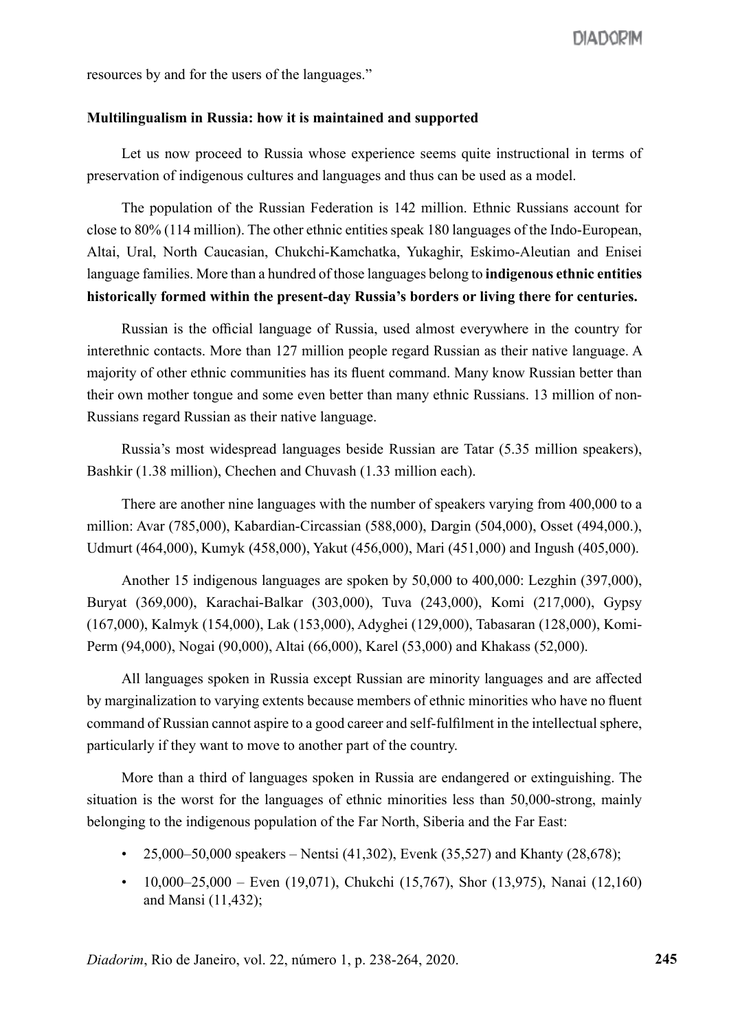resources by and for the users of the languages."

**Multilingualism in Russia: how it is maintained and supported**

Let us now proceed to Russia whose experience seems quite instructional in terms of preservation of indigenous cultures and languages and thus can be used as a model.

The population of the Russian Federation is 142 million. Ethnic Russians account for close to 80% (114 million). The other ethnic entities speak 180 languages of the Indo-European, Altai, Ural, North Caucasian, Chukchi-Kamchatka, Yukaghir, Eskimo-Aleutian and Enisei language families. More than a hundred of those languages belong to **indigenous ethnic entities historically formed within the present-day Russia's borders or living there for centuries.**

Russian is the official language of Russia, used almost everywhere in the country for interethnic contacts. More than 127 million people regard Russian as their native language. A majority of other ethnic communities has its fluent command. Many know Russian better than their own mother tongue and some even better than many ethnic Russians. 13 million of non-Russians regard Russian as their native language.

Russia's most widespread languages beside Russian are Tatar (5.35 million speakers), Bashkir (1.38 million), Chechen and Chuvash (1.33 million each).

There are another nine languages with the number of speakers varying from 400,000 to a million: Avar (785,000), Kabardian-Circassian (588,000), Dargin (504,000), Osset (494,000.), Udmurt (464,000), Kumyk (458,000), Yakut (456,000), Mari (451,000) and Ingush (405,000).

Another 15 indigenous languages are spoken by 50,000 to 400,000: Lezghin (397,000), Buryat (369,000), Karachai-Balkar (303,000), Tuva (243,000), Komi (217,000), Gypsy (167,000), Kalmyk (154,000), Lak (153,000), Adyghei (129,000), Tabasaran (128,000), Komi-Perm (94,000), Nogai (90,000), Altai (66,000), Karel (53,000) and Khakass (52,000).

All languages spoken in Russia except Russian are minority languages and are affected by marginalization to varying extents because members of ethnic minorities who have no fluent command of Russian cannot aspire to a good career and self-fulfilment in the intellectual sphere, particularly if they want to move to another part of the country.

More than a third of languages spoken in Russia are endangered or extinguishing. The situation is the worst for the languages of ethnic minorities less than 50,000-strong, mainly belonging to the indigenous population of the Far North, Siberia and the Far East:

- 25,000–50,000 speakers – Nentsi (41,302), Evenk (35,527) and Khanty (28,678);
- 10,000–25,000 – Even (19,071), Chukchi (15,767), Shor (13,975), Nanai (12,160) and Mansi (11,432);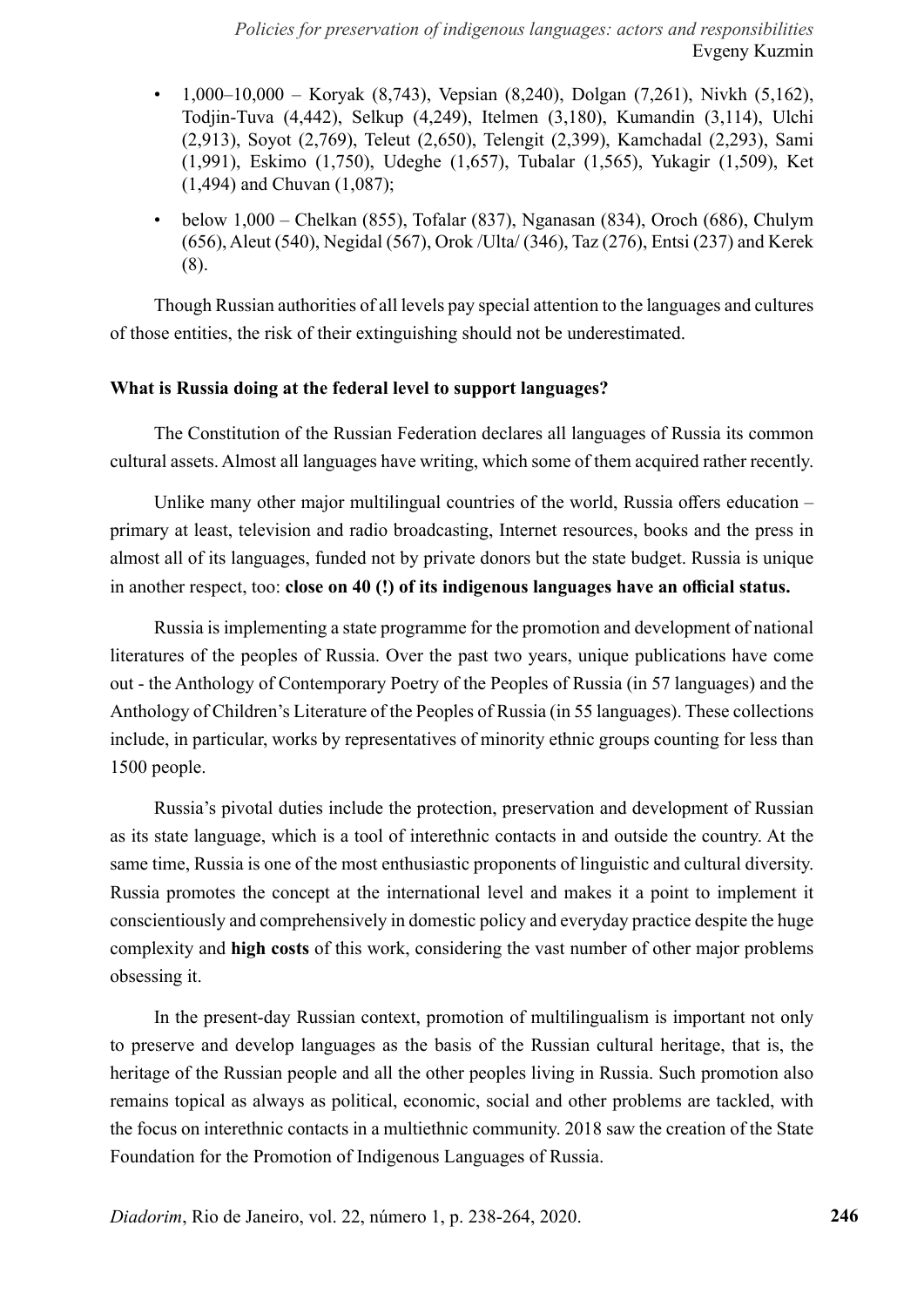- 1,000–10,000 – Koryak (8,743), Vepsian (8,240), Dolgan (7,261), Nivkh (5,162), Todjin-Tuva (4,442), Selkup (4,249), Itelmen (3,180), Kumandin (3,114), Ulchi (2,913), Soyot (2,769), Teleut (2,650), Telengit (2,399), Kamchadal (2,293), Sami (1,991), Eskimo (1,750), Udeghe (1,657), Tubalar (1,565), Yukagir (1,509), Ket (1,494) and Chuvan (1,087);
- below 1,000 – Chelkan (855), Tofalar (837), Nganasan (834), Oroch (686), Chulym (656), Aleut (540), Negidal (567), Orok /Ulta/ (346), Taz (276), Entsi (237) and Kerek (8).

Though Russian authorities of all levels pay special attention to the languages and cultures of those entities, the risk of their extinguishing should not be underestimated.

**What is Russia doing at the federal level to support languages?**

The Constitution of the Russian Federation declares all languages of Russia its common cultural assets. Almost all languages have writing, which some of them acquired rather recently.

Unlike many other major multilingual countries of the world, Russia offers education – primary at least, television and radio broadcasting, Internet resources, books and the press in almost all of its languages, funded not by private donors but the state budget. Russia is unique in another respect, too: **close on 40 (!) of its indigenous languages have an official status.**

Russia is implementing a state programme for the promotion and development of national literatures of the peoples of Russia. Over the past two years, unique publications have come out - the Anthology of Contemporary Poetry of the Peoples of Russia (in 57 languages) and the Anthology of Children's Literature of the Peoples of Russia (in 55 languages). These collections include, in particular, works by representatives of minority ethnic groups counting for less than 1500 people.

Russia's pivotal duties include the protection, preservation and development of Russian as its state language, which is a tool of interethnic contacts in and outside the country. At the same time, Russia is one of the most enthusiastic proponents of linguistic and cultural diversity. Russia promotes the concept at the international level and makes it a point to implement it conscientiously and comprehensively in domestic policy and everyday practice despite the huge complexity and **high costs** of this work, considering the vast number of other major problems obsessing it.

In the present-day Russian context, promotion of multilingualism is important not only to preserve and develop languages as the basis of the Russian cultural heritage, that is, the heritage of the Russian people and all the other peoples living in Russia. Such promotion also remains topical as always as political, economic, social and other problems are tackled, with the focus on interethnic contacts in a multiethnic community. 2018 saw the creation of the State Foundation for the Promotion of Indigenous Languages of Russia.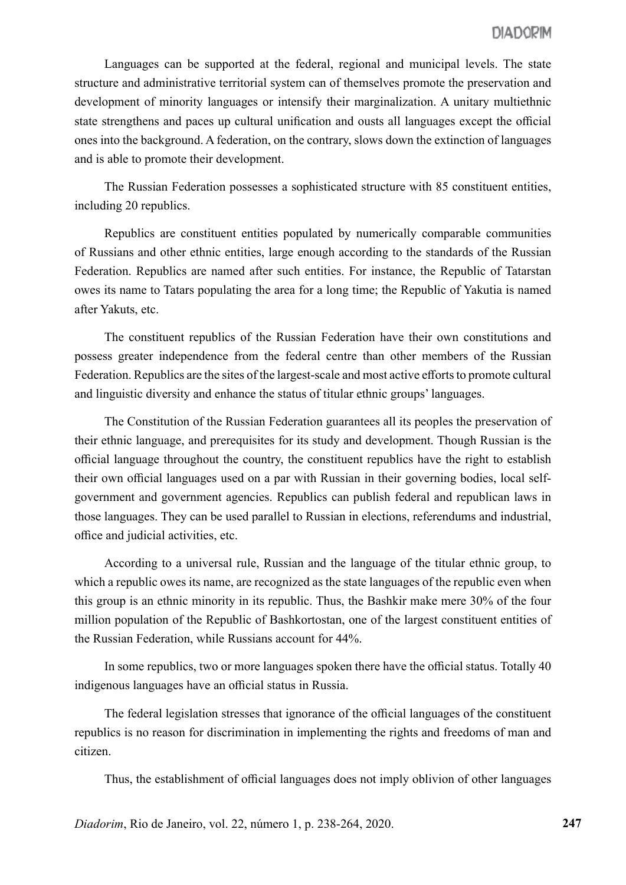Languages can be supported at the federal, regional and municipal levels. The state structure and administrative territorial system can of themselves promote the preservation and development of minority languages or intensify their marginalization. A unitary multiethnic state strengthens and paces up cultural unification and ousts all languages except the official ones into the background. A federation, on the contrary, slows down the extinction of languages and is able to promote their development.

The Russian Federation possesses a sophisticated structure with 85 constituent entities, including 20 republics.

Republics are constituent entities populated by numerically comparable communities of Russians and other ethnic entities, large enough according to the standards of the Russian Federation. Republics are named after such entities. For instance, the Republic of Tatarstan owes its name to Tatars populating the area for a long time; the Republic of Yakutia is named after Yakuts, etc.

The constituent republics of the Russian Federation have their own constitutions and possess greater independence from the federal centre than other members of the Russian Federation. Republics are the sites of the largest-scale and most active efforts to promote cultural and linguistic diversity and enhance the status of titular ethnic groups' languages.

The Constitution of the Russian Federation guarantees all its peoples the preservation of their ethnic language, and prerequisites for its study and development. Though Russian is the official language throughout the country, the constituent republics have the right to establish their own official languages used on a par with Russian in their governing bodies, local self-government and government agencies. Republics can publish federal and republican laws in those languages. They can be used parallel to Russian in elections, referendums and industrial, office and judicial activities, etc.

According to a universal rule, Russian and the language of the titular ethnic group, to which a republic owes its name, are recognized as the state languages of the republic even when this group is an ethnic minority in its republic. Thus, the Bashkir make mere 30% of the four million population of the Republic of Bashkortostan, one of the largest constituent entities of the Russian Federation, while Russians account for 44%.

In some republics, two or more languages spoken there have the official status. Totally 40 indigenous languages have an official status in Russia.

The federal legislation stresses that ignorance of the official languages of the constituent republics is no reason for discrimination in implementing the rights and freedoms of man and citizen.

Thus, the establishment of official languages does not imply oblivion of other languages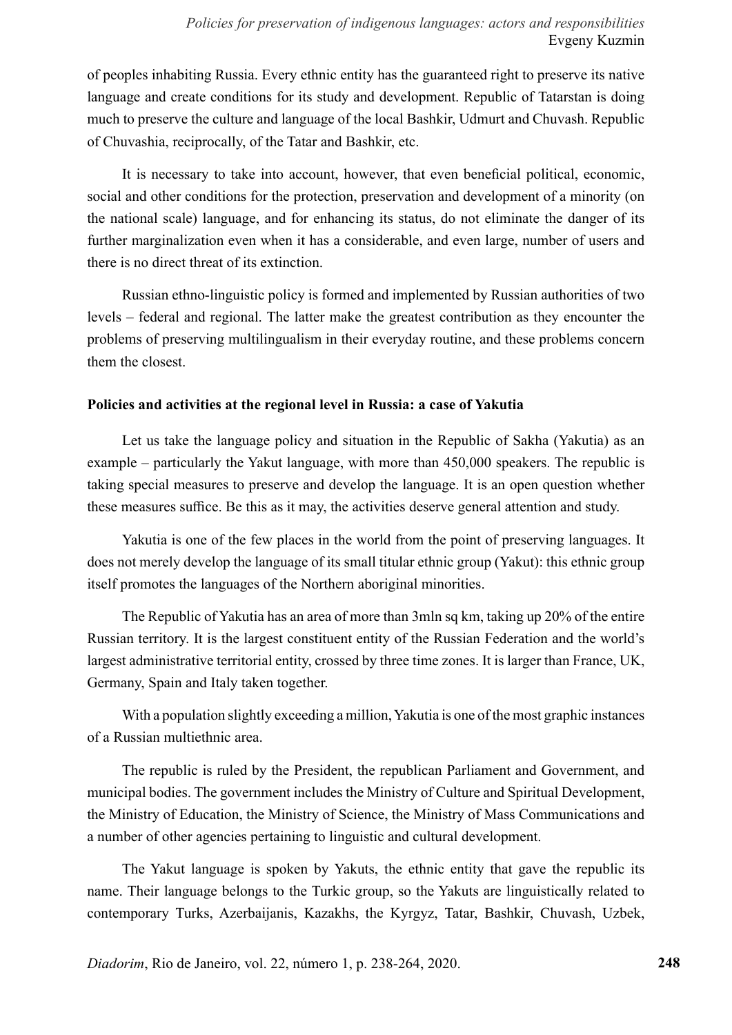of peoples inhabiting Russia. Every ethnic entity has the guaranteed right to preserve its native language and create conditions for its study and development. Republic of Tatarstan is doing much to preserve the culture and language of the local Bashkir, Udmurt and Chuvash. Republic of Chuvashia, reciprocally, of the Tatar and Bashkir, etc.

It is necessary to take into account, however, that even beneficial political, economic, social and other conditions for the protection, preservation and development of a minority (on the national scale) language, and for enhancing its status, do not eliminate the danger of its further marginalization even when it has a considerable, and even large, number of users and there is no direct threat of its extinction.

Russian ethno-linguistic policy is formed and implemented by Russian authorities of two levels – federal and regional. The latter make the greatest contribution as they encounter the problems of preserving multilingualism in their everyday routine, and these problems concern them the closest.

**Policies and activities at the regional level in Russia: a case of Yakutia**

Let us take the language policy and situation in the Republic of Sakha (Yakutia) as an example – particularly the Yakut language, with more than 450,000 speakers. The republic is taking special measures to preserve and develop the language. It is an open question whether these measures suffice. Be this as it may, the activities deserve general attention and study.

Yakutia is one of the few places in the world from the point of preserving languages. It does not merely develop the language of its small titular ethnic group (Yakut): this ethnic group itself promotes the languages of the Northern aboriginal minorities.

The Republic of Yakutia has an area of more than 3mln sq km, taking up 20% of the entire Russian territory. It is the largest constituent entity of the Russian Federation and the world's largest administrative territorial entity, crossed by three time zones. It is larger than France, UK, Germany, Spain and Italy taken together.

With a population slightly exceeding a million, Yakutia is one of the most graphic instances of a Russian multiethnic area.

The republic is ruled by the President, the republican Parliament and Government, and municipal bodies. The government includes the Ministry of Culture and Spiritual Development, the Ministry of Education, the Ministry of Science, the Ministry of Mass Communications and a number of other agencies pertaining to linguistic and cultural development.

The Yakut language is spoken by Yakuts, the ethnic entity that gave the republic its name. Their language belongs to the Turkic group, so the Yakuts are linguistically related to contemporary Turks, Azerbaijanis, Kazakhs, the Kyrgyz, Tatar, Bashkir, Chuvash, Uzbek,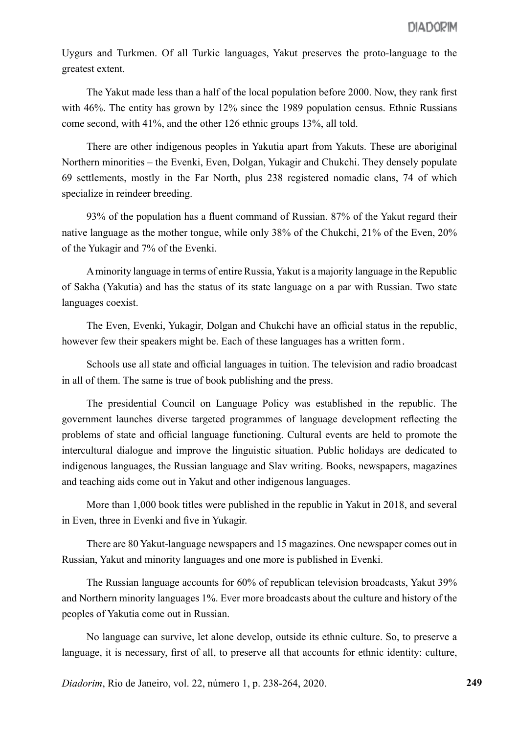Uygurs and Turkmen. Of all Turkic languages, Yakut preserves the proto-language to the greatest extent.

The Yakut made less than a half of the local population before 2000. Now, they rank first with 46%. The entity has grown by 12% since the 1989 population census. Ethnic Russians come second, with 41%, and the other 126 ethnic groups 13%, all told.

There are other indigenous peoples in Yakutia apart from Yakuts. These are aboriginal Northern minorities – the Evenki, Even, Dolgan, Yukagir and Chukchi. They densely populate 69 settlements, mostly in the Far North, plus 238 registered nomadic clans, 74 of which specialize in reindeer breeding.

93% of the population has a fluent command of Russian. 87% of the Yakut regard their native language as the mother tongue, while only 38% of the Chukchi, 21% of the Even, 20% of the Yukagir and 7% of the Evenki.

A minority language in terms of entire Russia, Yakut is a majority language in the Republic of Sakha (Yakutia) and has the status of its state language on a par with Russian. Two state languages coexist.

The Even, Evenki, Yukagir, Dolgan and Chukchi have an official status in the republic, however few their speakers might be. Each of these languages has a written form.

Schools use all state and official languages in tuition. The television and radio broadcast in all of them. The same is true of book publishing and the press.

The presidential Council on Language Policy was established in the republic. The government launches diverse targeted programmes of language development reflecting the problems of state and official language functioning. Cultural events are held to promote the intercultural dialogue and improve the linguistic situation. Public holidays are dedicated to indigenous languages, the Russian language and Slav writing. Books, newspapers, magazines and teaching aids come out in Yakut and other indigenous languages.

More than 1,000 book titles were published in the republic in Yakut in 2018, and several in Even, three in Evenki and five in Yukagir.

There are 80 Yakut-language newspapers and 15 magazines. One newspaper comes out in Russian, Yakut and minority languages and one more is published in Evenki.

The Russian language accounts for 60% of republican television broadcasts, Yakut 39% and Northern minority languages 1%. Ever more broadcasts about the culture and history of the peoples of Yakutia come out in Russian.

No language can survive, let alone develop, outside its ethnic culture. So, to preserve a language, it is necessary, first of all, to preserve all that accounts for ethnic identity: culture,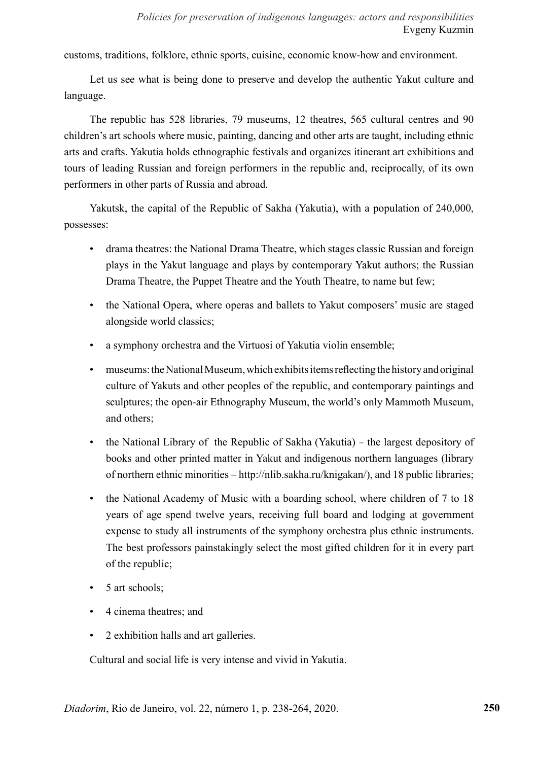customs, traditions, folklore, ethnic sports, cuisine, economic know-how and environment.

Let us see what is being done to preserve and develop the authentic Yakut culture and language.

The republic has 528 libraries, 79 museums, 12 theatres, 565 cultural centres and 90 children's art schools where music, painting, dancing and other arts are taught, including ethnic arts and crafts. Yakutia holds ethnographic festivals and organizes itinerant art exhibitions and tours of leading Russian and foreign performers in the republic and, reciprocally, of its own performers in other parts of Russia and abroad.

Yakutsk, the capital of the Republic of Sakha (Yakutia), with a population of 240,000, possesses:

- drama theatres: the National Drama Theatre, which stages classic Russian and foreign plays in the Yakut language and plays by contemporary Yakut authors; the Russian Drama Theatre, the Puppet Theatre and the Youth Theatre, to name but few;
- the National Opera, where operas and ballets to Yakut composers' music are staged alongside world classics;
- a symphony orchestra and the Virtuosi of Yakutia violin ensemble;
- museums: the National Museum, which exhibits items reflecting the history and original culture of Yakuts and other peoples of the republic, and contemporary paintings and sculptures; the open-air Ethnography Museum, the world's only Mammoth Museum, and others;
- the National Library of the Republic of Sakha (Yakutia) – the largest depository of books and other printed matter in Yakut and indigenous northern languages (library of northern ethnic minorities – http://nlib.sakha.ru/knigakan/), and 18 public libraries;
- the National Academy of Music with a boarding school, where children of 7 to 18 years of age spend twelve years, receiving full board and lodging at government expense to study all instruments of the symphony orchestra plus ethnic instruments. The best professors painstakingly select the most gifted children for it in every part of the republic;
- 5 art schools;
- 4 cinema theatres; and
- 2 exhibition halls and art galleries.

Cultural and social life is very intense and vivid in Yakutia.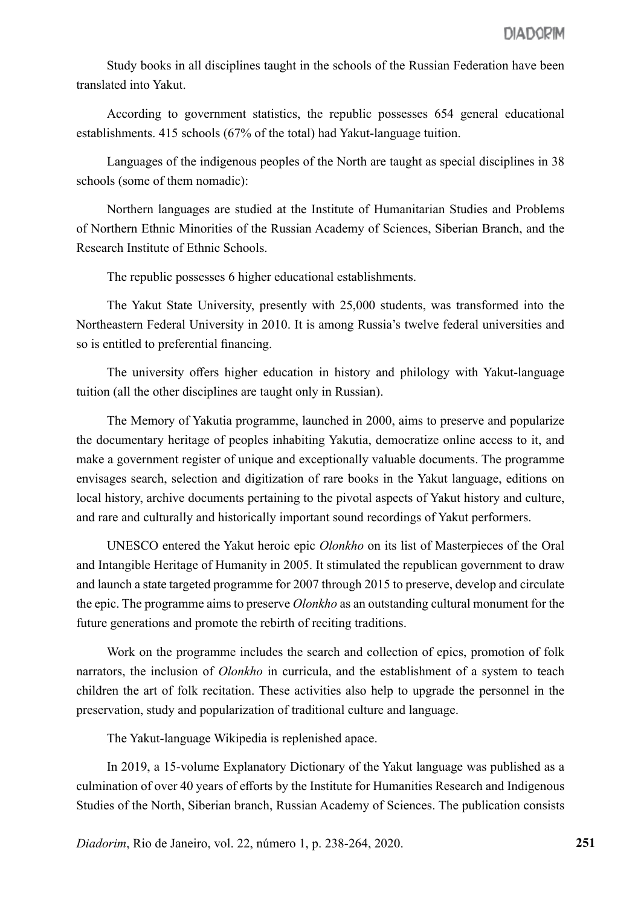Study books in all disciplines taught in the schools of the Russian Federation have been translated into Yakut.

According to government statistics, the republic possesses 654 general educational establishments. 415 schools (67% of the total) had Yakut-language tuition.

Languages of the indigenous peoples of the North are taught as special disciplines in 38 schools (some of them nomadic):

Northern languages are studied at the Institute of Humanitarian Studies and Problems of Northern Ethnic Minorities of the Russian Academy of Sciences, Siberian Branch, and the Research Institute of Ethnic Schools.

The republic possesses 6 higher educational establishments.

The Yakut State University, presently with 25,000 students, was transformed into the Northeastern Federal University in 2010. It is among Russia's twelve federal universities and so is entitled to preferential financing.

The university offers higher education in history and philology with Yakut-language tuition (all the other disciplines are taught only in Russian).

The Memory of Yakutia programme, launched in 2000, aims to preserve and popularize the documentary heritage of peoples inhabiting Yakutia, democratize online access to it, and make a government register of unique and exceptionally valuable documents. The programme envisages search, selection and digitization of rare books in the Yakut language, editions on local history, archive documents pertaining to the pivotal aspects of Yakut history and culture, and rare and culturally and historically important sound recordings of Yakut performers.

UNESCO entered the Yakut heroic epic *Olonkho* on its list of Masterpieces of the Oral and Intangible Heritage of Humanity in 2005. It stimulated the republican government to draw and launch a state targeted programme for 2007 through 2015 to preserve, develop and circulate the epic. The programme aims to preserve *Olonkho* as an outstanding cultural monument for the future generations and promote the rebirth of reciting traditions.

Work on the programme includes the search and collection of epics, promotion of folk narrators, the inclusion of *Olonkho* in curricula, and the establishment of a system to teach children the art of folk recitation. These activities also help to upgrade the personnel in the preservation, study and popularization of traditional culture and language.

The Yakut-language Wikipedia is replenished apace.

In 2019, a 15-volume Explanatory Dictionary of the Yakut language was published as a culmination of over 40 years of efforts by the Institute for Humanities Research and Indigenous Studies of the North, Siberian branch, Russian Academy of Sciences. The publication consists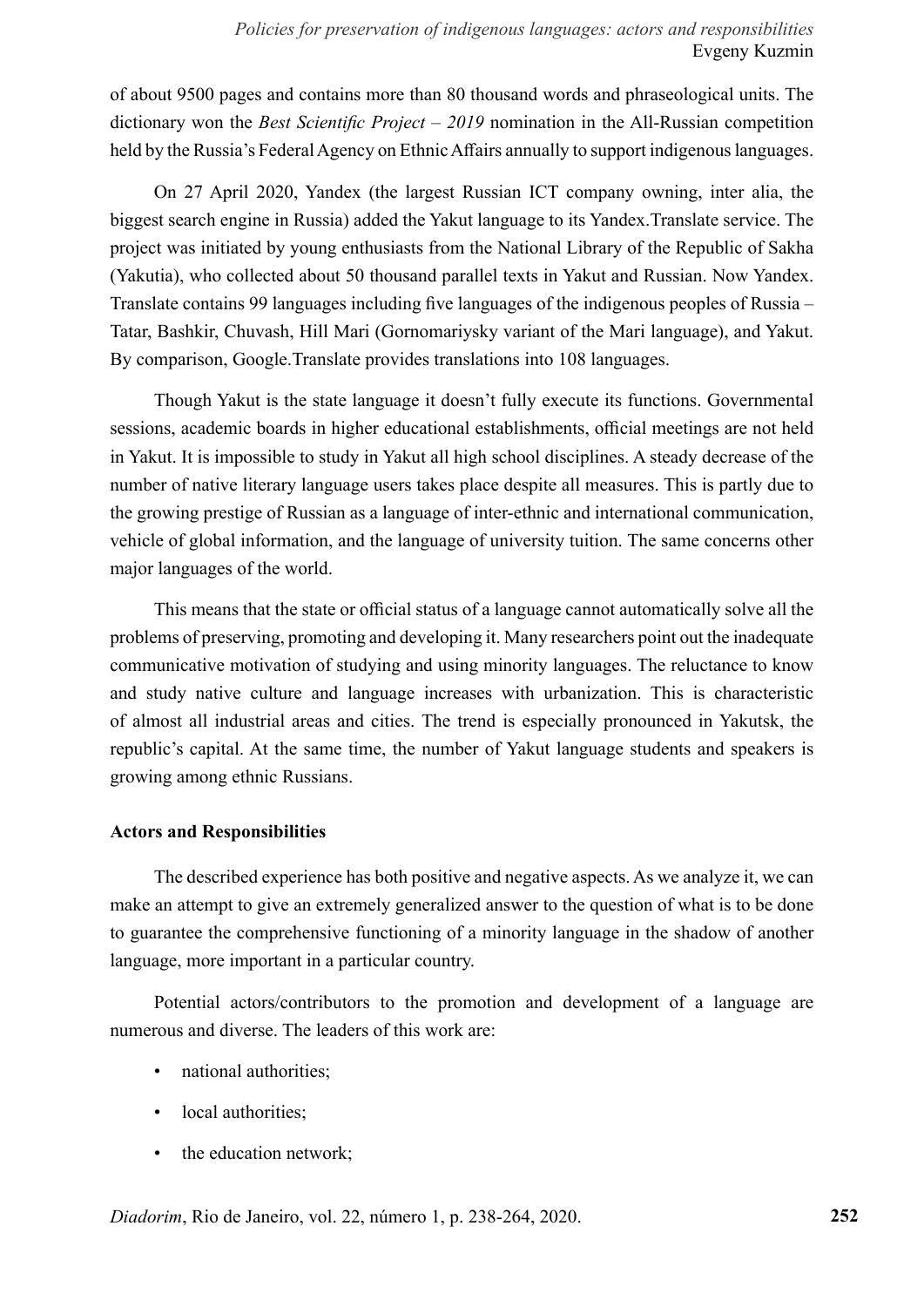of about 9500 pages and contains more than 80 thousand words and phraseological units. The dictionary won the *Best Scientific Project – 2019* nomination in the All-Russian competition held by the Russia's Federal Agency on Ethnic Affairs annually to support indigenous languages.

On 27 April 2020, Yandex (the largest Russian ICT company owning, inter alia, the biggest search engine in Russia) added the Yakut language to its Yandex.Translate service. The project was initiated by young enthusiasts from the National Library of the Republic of Sakha (Yakutia), who collected about 50 thousand parallel texts in Yakut and Russian. Now Yandex. Translate contains 99 languages including five languages of the indigenous peoples of Russia – Tatar, Bashkir, Chuvash, Hill Mari (Gornomariysky variant of the Mari language), and Yakut. By comparison, Google.Translate provides translations into 108 languages.

Though Yakut is the state language it doesn't fully execute its functions. Governmental sessions, academic boards in higher educational establishments, official meetings are not held in Yakut. It is impossible to study in Yakut all high school disciplines. A steady decrease of the number of native literary language users takes place despite all measures. This is partly due to the growing prestige of Russian as a language of inter-ethnic and international communication, vehicle of global information, and the language of university tuition. The same concerns other major languages of the world.

This means that the state or official status of a language cannot automatically solve all the problems of preserving, promoting and developing it. Many researchers point out the inadequate communicative motivation of studying and using minority languages. The reluctance to know and study native culture and language increases with urbanization. This is characteristic of almost all industrial areas and cities. The trend is especially pronounced in Yakutsk, the republic's capital. At the same time, the number of Yakut language students and speakers is growing among ethnic Russians.

**Actors and Responsibilities**

The described experience has both positive and negative aspects. As we analyze it, we can make an attempt to give an extremely generalized answer to the question of what is to be done to guarantee the comprehensive functioning of a minority language in the shadow of another language, more important in a particular country.

Potential actors/contributors to the promotion and development of a language are numerous and diverse. The leaders of this work are:

- national authorities;
- local authorities;
- the education network;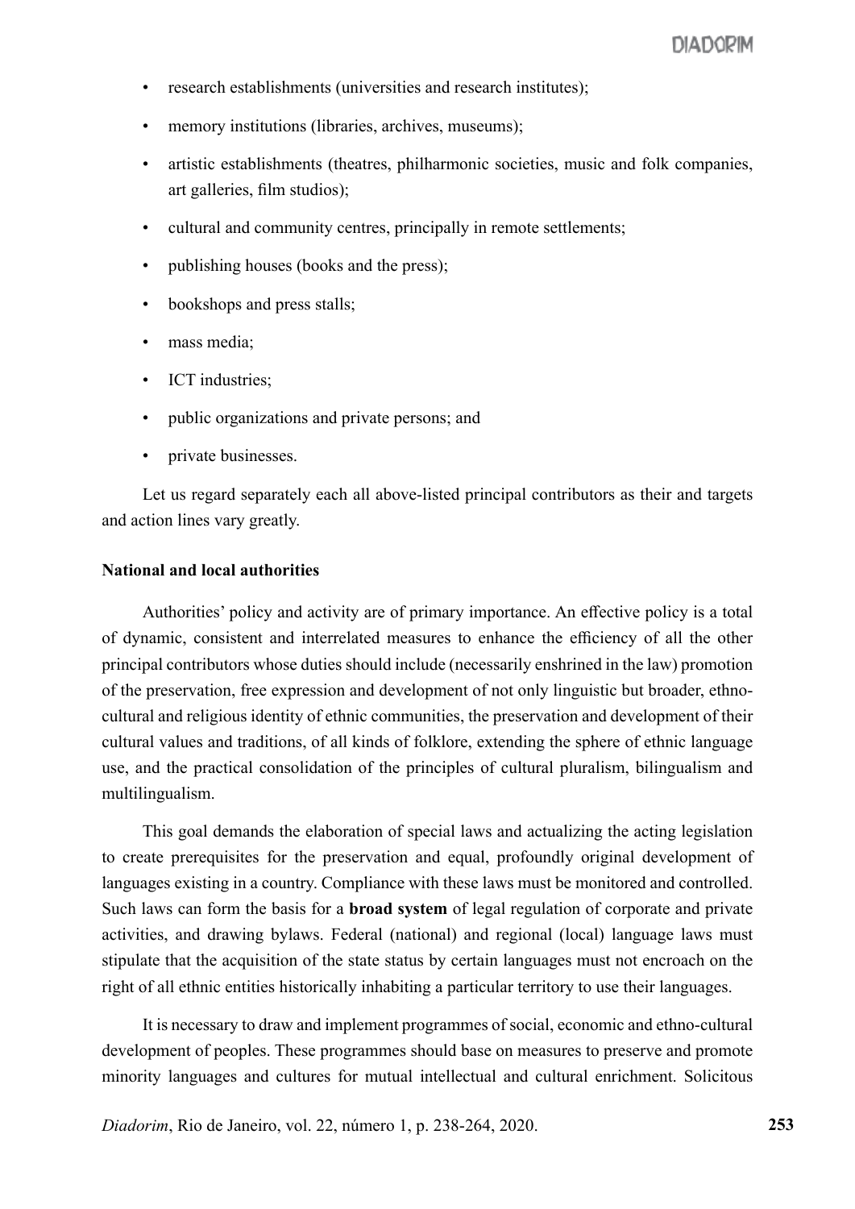- research establishments (universities and research institutes);
- memory institutions (libraries, archives, museums);
- artistic establishments (theatres, philharmonic societies, music and folk companies, art galleries, film studios);
- cultural and community centres, principally in remote settlements;
- publishing houses (books and the press);
- bookshops and press stalls;
- mass media;
- ICT industries;
- public organizations and private persons; and
- private businesses.

Let us regard separately each all above-listed principal contributors as their and targets and action lines vary greatly.

**National and local authorities**

Authorities' policy and activity are of primary importance. An effective policy is a total of dynamic, consistent and interrelated measures to enhance the efficiency of all the other principal contributors whose duties should include (necessarily enshrined in the law) promotion of the preservation, free expression and development of not only linguistic but broader, ethno-cultural and religious identity of ethnic communities, the preservation and development of their cultural values and traditions, of all kinds of folklore, extending the sphere of ethnic language use, and the practical consolidation of the principles of cultural pluralism, bilingualism and multilingualism.

This goal demands the elaboration of special laws and actualizing the acting legislation to create prerequisites for the preservation and equal, profoundly original development of languages existing in a country. Compliance with these laws must be monitored and controlled. Such laws can form the basis for a **broad system** of legal regulation of corporate and private activities, and drawing bylaws. Federal (national) and regional (local) language laws must stipulate that the acquisition of the state status by certain languages must not encroach on the right of all ethnic entities historically inhabiting a particular territory to use their languages.

It is necessary to draw and implement programmes of social, economic and ethno-cultural development of peoples. These programmes should base on measures to preserve and promote minority languages and cultures for mutual intellectual and cultural enrichment. Solicitous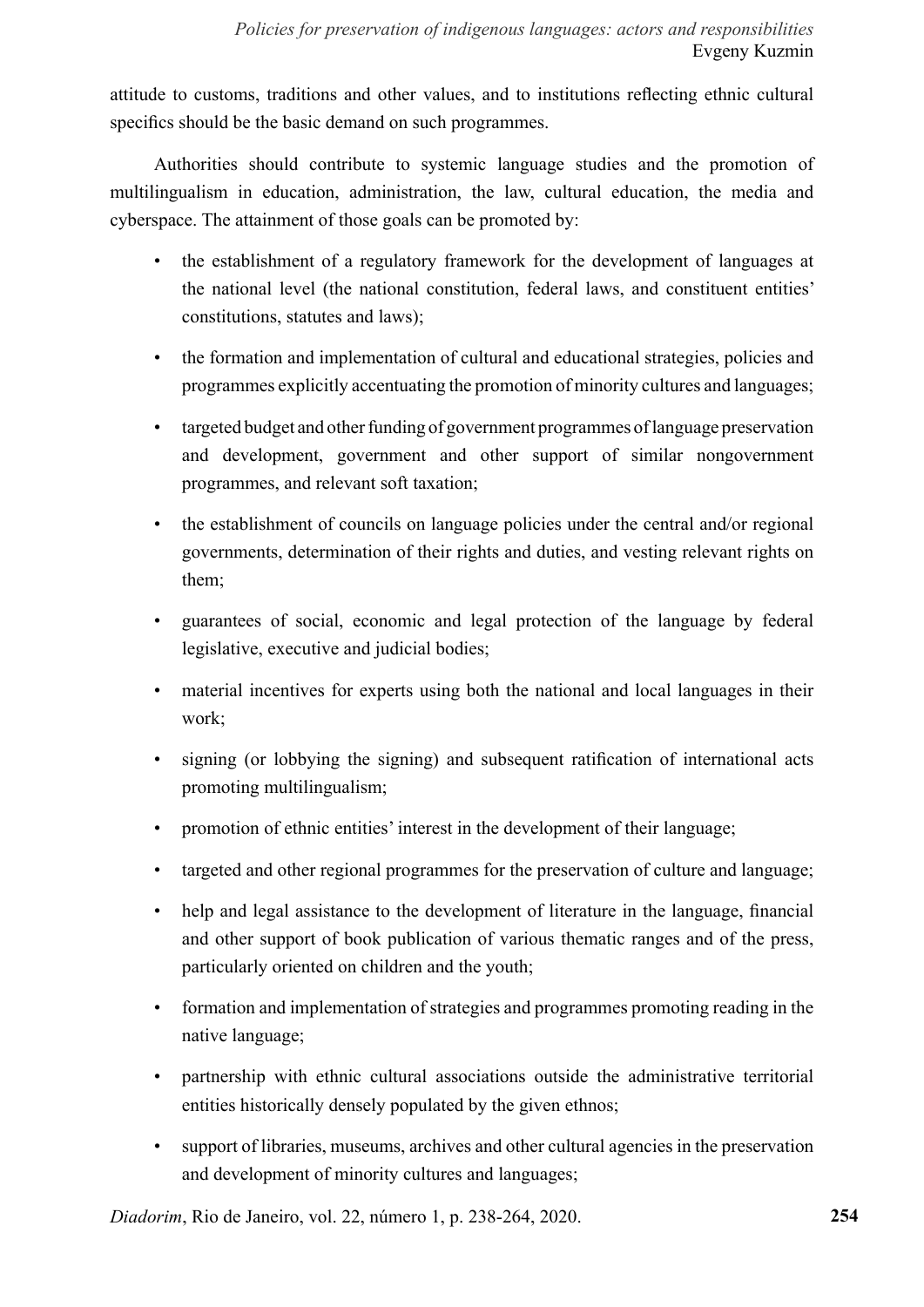attitude to customs, traditions and other values, and to institutions reflecting ethnic cultural specifics should be the basic demand on such programmes.

Authorities should contribute to systemic language studies and the promotion of multilingualism in education, administration, the law, cultural education, the media and cyberspace. The attainment of those goals can be promoted by:

- the establishment of a regulatory framework for the development of languages at the national level (the national constitution, federal laws, and constituent entities' constitutions, statutes and laws);
- the formation and implementation of cultural and educational strategies, policies and programmes explicitly accentuating the promotion of minority cultures and languages;
- targeted budget and other funding of government programmes of language preservation and development, government and other support of similar nongovernment programmes, and relevant soft taxation;
- the establishment of councils on language policies under the central and/or regional governments, determination of their rights and duties, and vesting relevant rights on them;
- guarantees of social, economic and legal protection of the language by federal legislative, executive and judicial bodies;
- material incentives for experts using both the national and local languages in their work;
- signing (or lobbying the signing) and subsequent ratification of international acts promoting multilingualism;
- promotion of ethnic entities' interest in the development of their language;
- targeted and other regional programmes for the preservation of culture and language;
- help and legal assistance to the development of literature in the language, financial and other support of book publication of various thematic ranges and of the press, particularly oriented on children and the youth;
- formation and implementation of strategies and programmes promoting reading in the native language;
- partnership with ethnic cultural associations outside the administrative territorial entities historically densely populated by the given ethnos;
- support of libraries, museums, archives and other cultural agencies in the preservation and development of minority cultures and languages;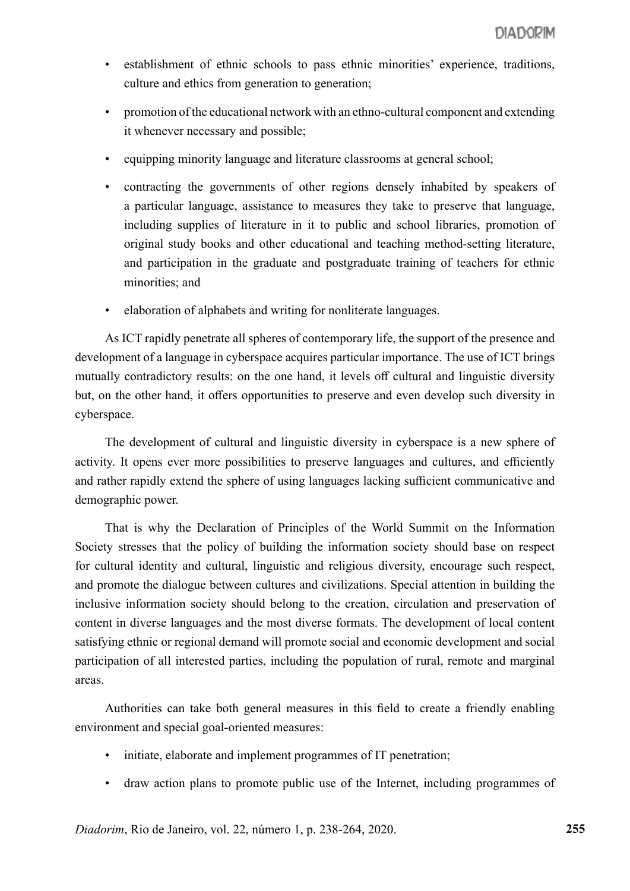- establishment of ethnic schools to pass ethnic minorities' experience, traditions, culture and ethics from generation to generation;
- promotion of the educational network with an ethno-cultural component and extending it whenever necessary and possible;
- equipping minority language and literature classrooms at general school;
- contracting the governments of other regions densely inhabited by speakers of a particular language, assistance to measures they take to preserve that language, including supplies of literature in it to public and school libraries, promotion of original study books and other educational and teaching method-setting literature, and participation in the graduate and postgraduate training of teachers for ethnic minorities; and
- elaboration of alphabets and writing for nonliterate languages.

As ICT rapidly penetrate all spheres of contemporary life, the support of the presence and development of a language in cyberspace acquires particular importance. The use of ICT brings mutually contradictory results: on the one hand, it levels off cultural and linguistic diversity but, on the other hand, it offers opportunities to preserve and even develop such diversity in cyberspace.

The development of cultural and linguistic diversity in cyberspace is a new sphere of activity. It opens ever more possibilities to preserve languages and cultures, and efficiently and rather rapidly extend the sphere of using languages lacking sufficient communicative and demographic power.

That is why the Declaration of Principles of the World Summit on the Information Society stresses that the policy of building the information society should base on respect for cultural identity and cultural, linguistic and religious diversity, encourage such respect, and promote the dialogue between cultures and civilizations. Special attention in building the inclusive information society should belong to the creation, circulation and preservation of content in diverse languages and the most diverse formats. The development of local content satisfying ethnic or regional demand will promote social and economic development and social participation of all interested parties, including the population of rural, remote and marginal areas.

Authorities can take both general measures in this field to create a friendly enabling environment and special goal-oriented measures:

- initiate, elaborate and implement programmes of IT penetration;
- draw action plans to promote public use of the Internet, including programmes of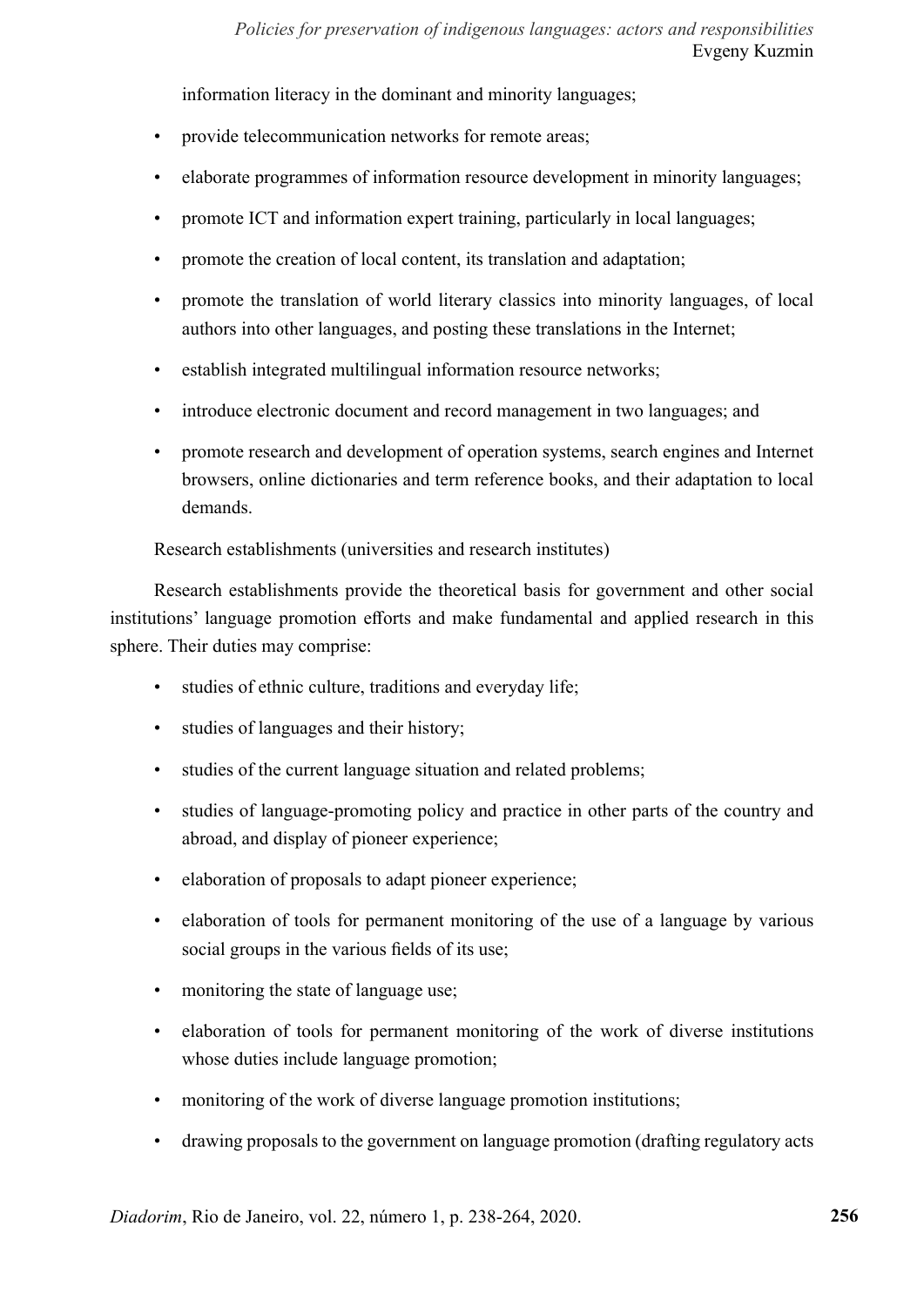information literacy in the dominant and minority languages;

- provide telecommunication networks for remote areas;
- elaborate programmes of information resource development in minority languages;
- promote ICT and information expert training, particularly in local languages;
- promote the creation of local content, its translation and adaptation;
- promote the translation of world literary classics into minority languages, of local authors into other languages, and posting these translations in the Internet;
- establish integrated multilingual information resource networks;
- introduce electronic document and record management in two languages; and
- promote research and development of operation systems, search engines and Internet browsers, online dictionaries and term reference books, and their adaptation to local demands.

Research establishments (universities and research institutes)

Research establishments provide the theoretical basis for government and other social institutions' language promotion efforts and make fundamental and applied research in this sphere. Their duties may comprise:

- studies of ethnic culture, traditions and everyday life;
- studies of languages and their history;
- studies of the current language situation and related problems;
- studies of language-promoting policy and practice in other parts of the country and abroad, and display of pioneer experience;
- elaboration of proposals to adapt pioneer experience;
- elaboration of tools for permanent monitoring of the use of a language by various social groups in the various fields of its use;
- monitoring the state of language use;
- elaboration of tools for permanent monitoring of the work of diverse institutions whose duties include language promotion;
- monitoring of the work of diverse language promotion institutions;
- drawing proposals to the government on language promotion (drafting regulatory acts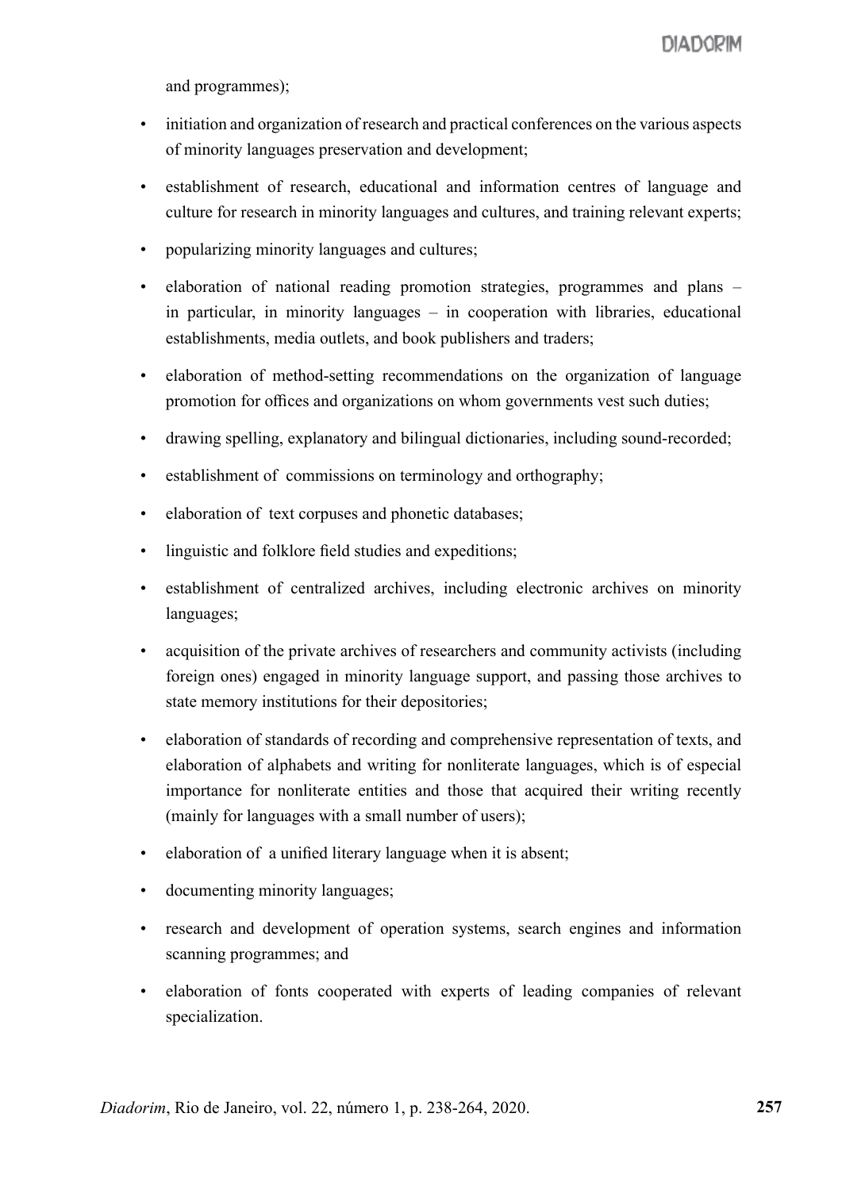and programmes);

- initiation and organization of research and practical conferences on the various aspects of minority languages preservation and development;
- establishment of research, educational and information centres of language and culture for research in minority languages and cultures, and training relevant experts;
- popularizing minority languages and cultures;
- elaboration of national reading promotion strategies, programmes and plans – in particular, in minority languages – in cooperation with libraries, educational establishments, media outlets, and book publishers and traders;
- elaboration of method-setting recommendations on the organization of language promotion for offices and organizations on whom governments vest such duties;
- drawing spelling, explanatory and bilingual dictionaries, including sound-recorded;
- establishment of commissions on terminology and orthography;
- elaboration of text corpuses and phonetic databases;
- linguistic and folklore field studies and expeditions;
- establishment of centralized archives, including electronic archives on minority languages;
- acquisition of the private archives of researchers and community activists (including foreign ones) engaged in minority language support, and passing those archives to state memory institutions for their depositories;
- elaboration of standards of recording and comprehensive representation of texts, and elaboration of alphabets and writing for nonliterate languages, which is of especial importance for nonliterate entities and those that acquired their writing recently (mainly for languages with a small number of users);
- elaboration of a unified literary language when it is absent;
- documenting minority languages;
- research and development of operation systems, search engines and information scanning programmes; and
- elaboration of fonts cooperated with experts of leading companies of relevant specialization.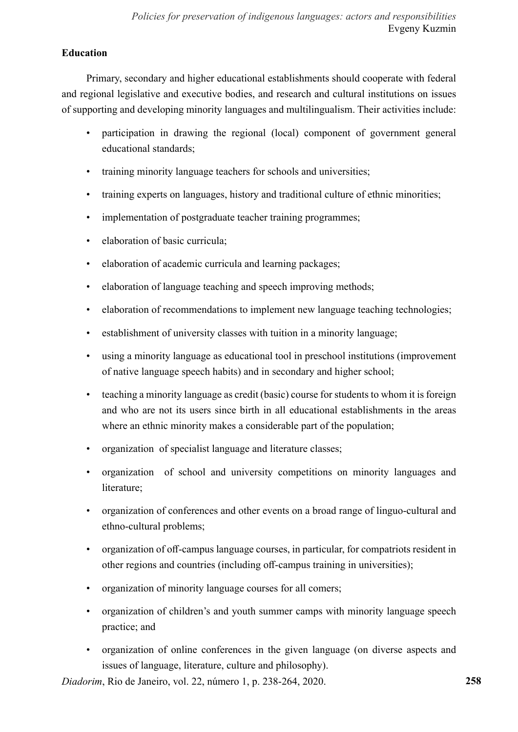**Education**

Primary, secondary and higher educational establishments should cooperate with federal and regional legislative and executive bodies, and research and cultural institutions on issues of supporting and developing minority languages and multilingualism. Their activities include:

- participation in drawing the regional (local) component of government general educational standards;
- training minority language teachers for schools and universities;
- training experts on languages, history and traditional culture of ethnic minorities;
- implementation of postgraduate teacher training programmes;
- elaboration of basic curricula;
- elaboration of academic curricula and learning packages;
- elaboration of language teaching and speech improving methods;
- elaboration of recommendations to implement new language teaching technologies;
- establishment of university classes with tuition in a minority language;
- using a minority language as educational tool in preschool institutions (improvement of native language speech habits) and in secondary and higher school;
- teaching a minority language as credit (basic) course for students to whom it is foreign and who are not its users since birth in all educational establishments in the areas where an ethnic minority makes a considerable part of the population;
- organization of specialist language and literature classes;
- organization of school and university competitions on minority languages and literature;
- organization of conferences and other events on a broad range of linguo-cultural and ethno-cultural problems;
- organization of off-campus language courses, in particular, for compatriots resident in other regions and countries (including off-campus training in universities);
- organization of minority language courses for all comers;
- organization of children's and youth summer camps with minority language speech practice; and
- organization of online conferences in the given language (on diverse aspects and issues of language, literature, culture and philosophy).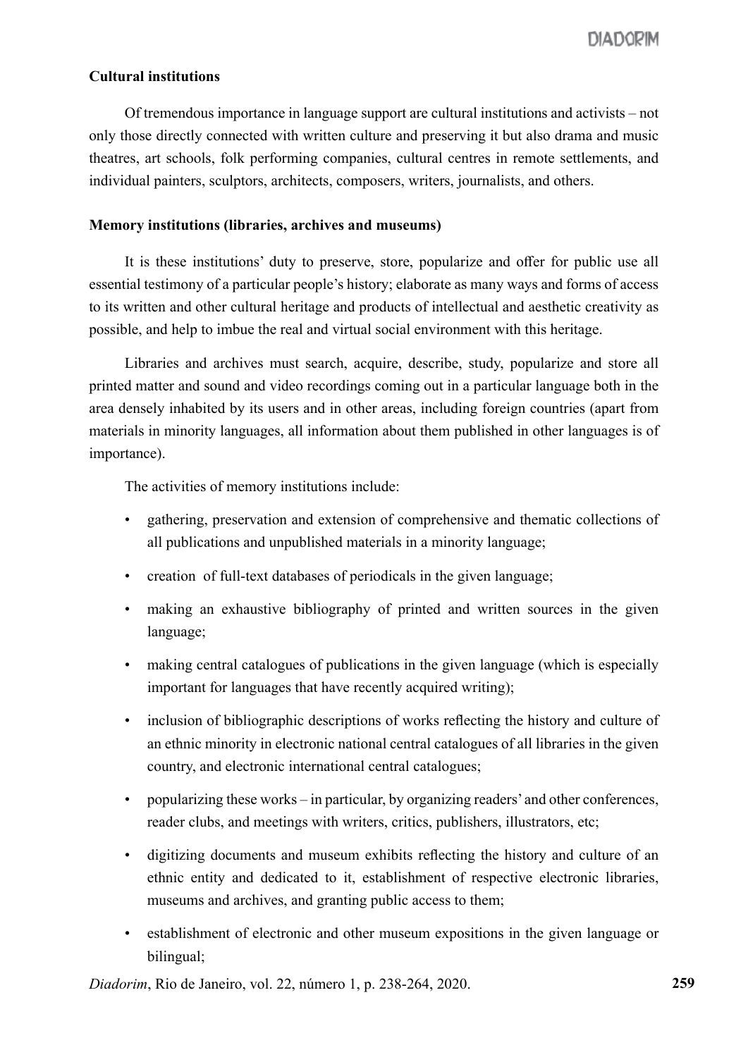**Cultural institutions**

Of tremendous importance in language support are cultural institutions and activists – not only those directly connected with written culture and preserving it but also drama and music theatres, art schools, folk performing companies, cultural centres in remote settlements, and individual painters, sculptors, architects, composers, writers, journalists, and others.

**Memory institutions (libraries, archives and museums)**

It is these institutions' duty to preserve, store, popularize and offer for public use all essential testimony of a particular people's history; elaborate as many ways and forms of access to its written and other cultural heritage and products of intellectual and aesthetic creativity as possible, and help to imbue the real and virtual social environment with this heritage.

Libraries and archives must search, acquire, describe, study, popularize and store all printed matter and sound and video recordings coming out in a particular language both in the area densely inhabited by its users and in other areas, including foreign countries (apart from materials in minority languages, all information about them published in other languages is of importance).

The activities of memory institutions include:

- gathering, preservation and extension of comprehensive and thematic collections of all publications and unpublished materials in a minority language;
- creation of full-text databases of periodicals in the given language;
- making an exhaustive bibliography of printed and written sources in the given language;
- making central catalogues of publications in the given language (which is especially important for languages that have recently acquired writing);
- inclusion of bibliographic descriptions of works reflecting the history and culture of an ethnic minority in electronic national central catalogues of all libraries in the given country, and electronic international central catalogues;
- popularizing these works – in particular, by organizing readers' and other conferences, reader clubs, and meetings with writers, critics, publishers, illustrators, etc;
- digitizing documents and museum exhibits reflecting the history and culture of an ethnic entity and dedicated to it, establishment of respective electronic libraries, museums and archives, and granting public access to them;
- establishment of electronic and other museum expositions in the given language or bilingual;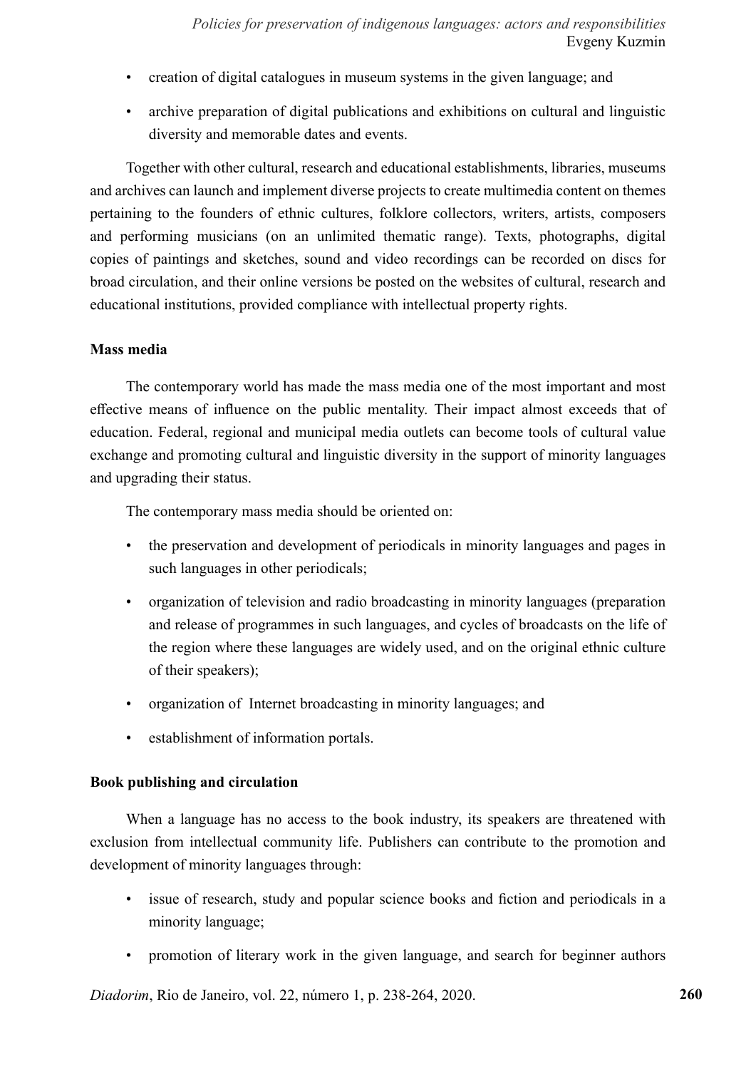- creation of digital catalogues in museum systems in the given language; and
- archive preparation of digital publications and exhibitions on cultural and linguistic diversity and memorable dates and events.

Together with other cultural, research and educational establishments, libraries, museums and archives can launch and implement diverse projects to create multimedia content on themes pertaining to the founders of ethnic cultures, folklore collectors, writers, artists, composers and performing musicians (on an unlimited thematic range). Texts, photographs, digital copies of paintings and sketches, sound and video recordings can be recorded on discs for broad circulation, and their online versions be posted on the websites of cultural, research and educational institutions, provided compliance with intellectual property rights.

**Mass media**

The contemporary world has made the mass media one of the most important and most effective means of influence on the public mentality. Their impact almost exceeds that of education. Federal, regional and municipal media outlets can become tools of cultural value exchange and promoting cultural and linguistic diversity in the support of minority languages and upgrading their status.

The contemporary mass media should be oriented on:

- the preservation and development of periodicals in minority languages and pages in such languages in other periodicals;
- organization of television and radio broadcasting in minority languages (preparation and release of programmes in such languages, and cycles of broadcasts on the life of the region where these languages are widely used, and on the original ethnic culture of their speakers);
- organization of Internet broadcasting in minority languages; and
- establishment of information portals.

**Book publishing and circulation**

When a language has no access to the book industry, its speakers are threatened with exclusion from intellectual community life. Publishers can contribute to the promotion and development of minority languages through:

- issue of research, study and popular science books and fiction and periodicals in a minority language;
- promotion of literary work in the given language, and search for beginner authors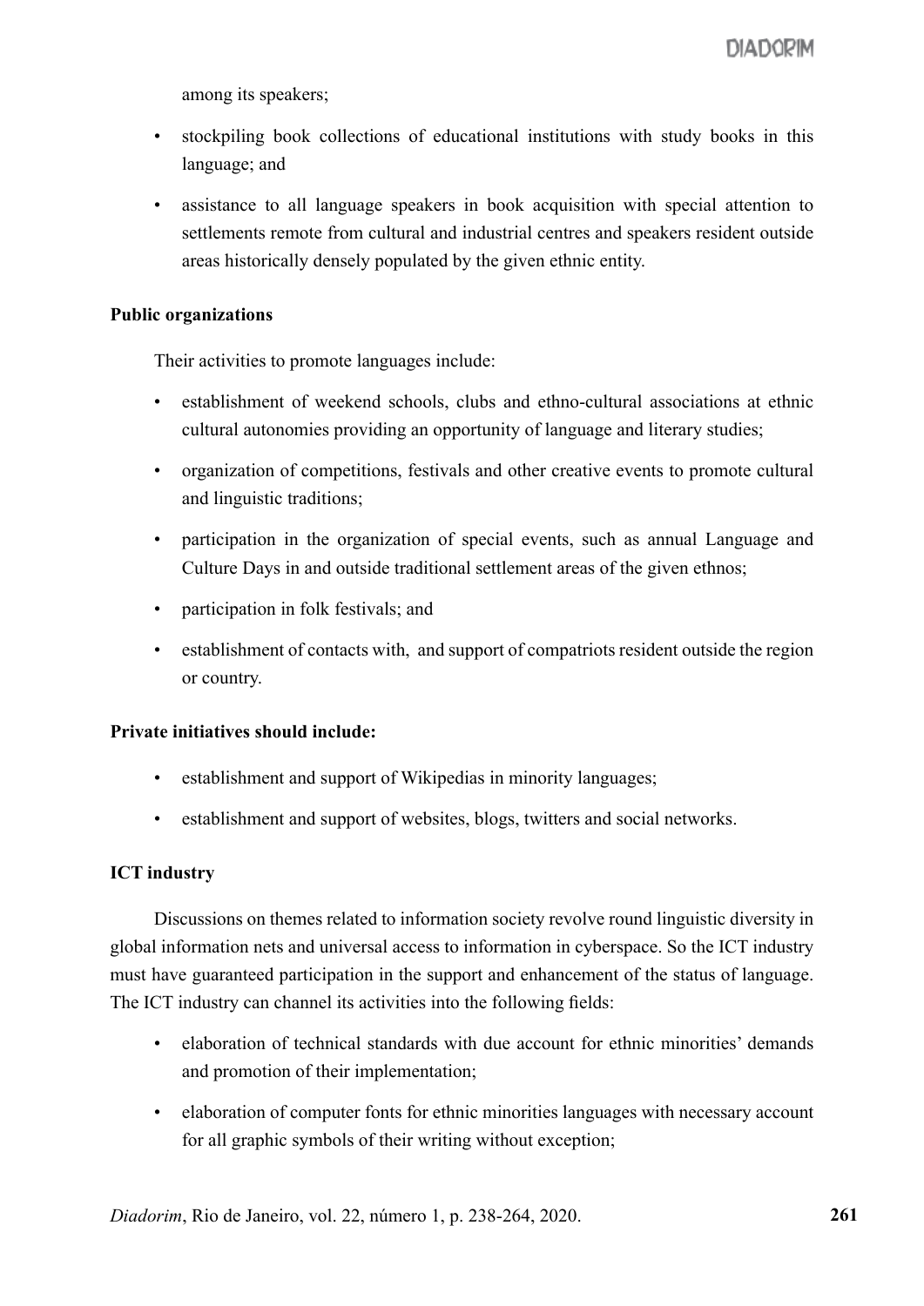among its speakers;

- stockpiling book collections of educational institutions with study books in this language; and
- assistance to all language speakers in book acquisition with special attention to settlements remote from cultural and industrial centres and speakers resident outside areas historically densely populated by the given ethnic entity.

**Public organizations**

Their activities to promote languages include:

- establishment of weekend schools, clubs and ethno-cultural associations at ethnic cultural autonomies providing an opportunity of language and literary studies;
- organization of competitions, festivals and other creative events to promote cultural and linguistic traditions;
- participation in the organization of special events, such as annual Language and Culture Days in and outside traditional settlement areas of the given ethnos;
- participation in folk festivals; and
- establishment of contacts with, and support of compatriots resident outside the region or country.

**Private initiatives should include:**

- establishment and support of Wikipedias in minority languages;
- establishment and support of websites, blogs, twitters and social networks.

**ICT industry**

Discussions on themes related to information society revolve round linguistic diversity in global information nets and universal access to information in cyberspace. So the ICT industry must have guaranteed participation in the support and enhancement of the status of language. The ICT industry can channel its activities into the following fields:

- elaboration of technical standards with due account for ethnic minorities' demands and promotion of their implementation;
- elaboration of computer fonts for ethnic minorities languages with necessary account for all graphic symbols of their writing without exception;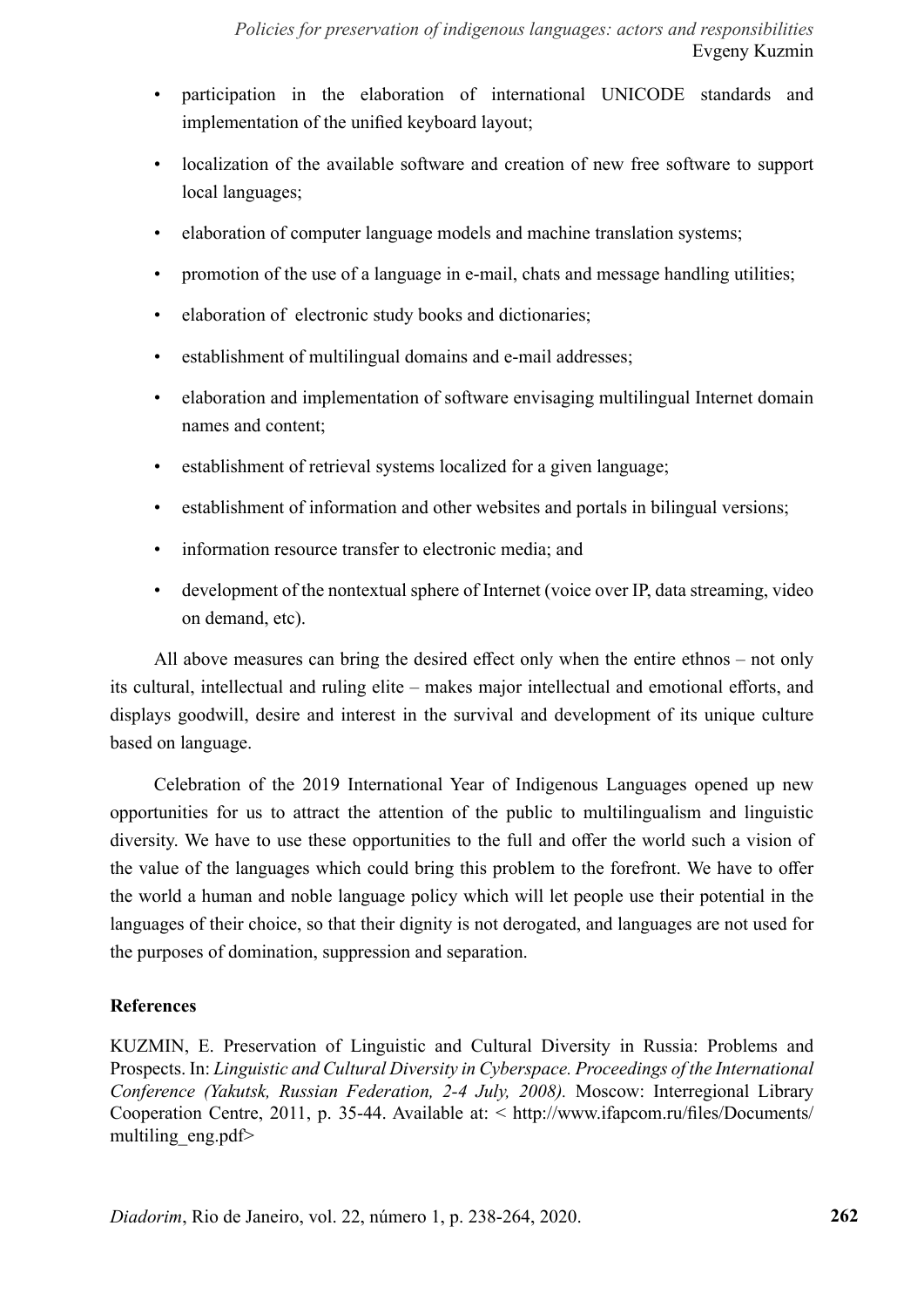- participation in the elaboration of international UNICODE standards and implementation of the unified keyboard layout;
- localization of the available software and creation of new free software to support local languages;
- elaboration of computer language models and machine translation systems;
- promotion of the use of a language in e-mail, chats and message handling utilities;
- elaboration of electronic study books and dictionaries;
- establishment of multilingual domains and e-mail addresses;
- elaboration and implementation of software envisaging multilingual Internet domain names and content;
- establishment of retrieval systems localized for a given language;
- establishment of information and other websites and portals in bilingual versions;
- information resource transfer to electronic media; and
- development of the nontextual sphere of Internet (voice over IP, data streaming, video on demand, etc).

All above measures can bring the desired effect only when the entire ethnos – not only its cultural, intellectual and ruling elite – makes major intellectual and emotional efforts, and displays goodwill, desire and interest in the survival and development of its unique culture based on language.

Celebration of the 2019 International Year of Indigenous Languages opened up new opportunities for us to attract the attention of the public to multilingualism and linguistic diversity. We have to use these opportunities to the full and offer the world such a vision of the value of the languages which could bring this problem to the forefront. We have to offer the world a human and noble language policy which will let people use their potential in the languages of their choice, so that their dignity is not derogated, and languages are not used for the purposes of domination, suppression and separation.

**References**

KUZMIN, E. Preservation of Linguistic and Cultural Diversity in Russia: Problems and Prospects. In: *Linguistic and Cultural Diversity in Cyberspace. Proceedings of the International Conference (Yakutsk, Russian Federation, 2-4 July, 2008).* Moscow: Interregional Library Cooperation Centre, 2011, p. 35-44. Available at: < http://www.ifapcom.ru/files/Documents/multiling_eng.pdf>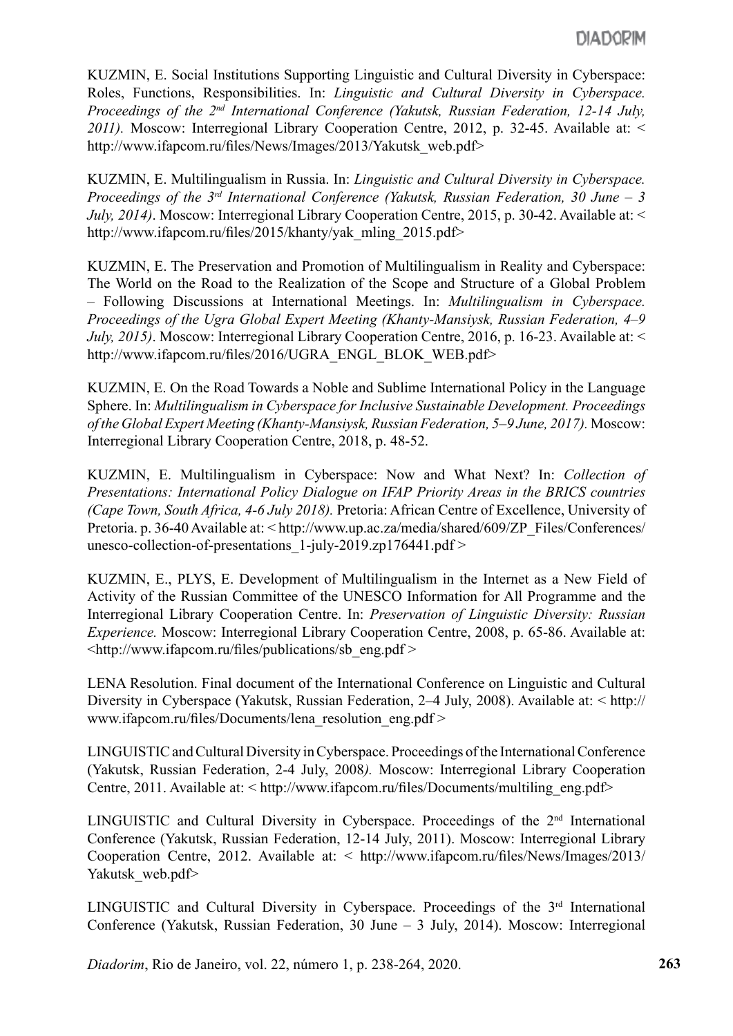KUZMIN, E. Social Institutions Supporting Linguistic and Cultural Diversity in Cyberspace: Roles, Functions, Responsibilities. In: *Linguistic and Cultural Diversity in Cyberspace. Proceedings of the 2nd International Conference (Yakutsk, Russian Federation, 12-14 July, 2011).* Moscow: Interregional Library Cooperation Centre, 2012, p. 32-45. Available at: < http://www.ifapcom.ru/files/News/Images/2013/Yakutsk_web.pdf>

KUZMIN, E. Multilingualism in Russia. In: *Linguistic and Cultural Diversity in Cyberspace. Proceedings of the 3rd International Conference (Yakutsk, Russian Federation, 30 June – 3 July, 2014)*. Moscow: Interregional Library Cooperation Centre, 2015, p. 30-42. Available at: < http://www.ifapcom.ru/files/2015/khanty/yak_mling_2015.pdf>

KUZMIN, E. The Preservation and Promotion of Multilingualism in Reality and Cyberspace: The World on the Road to the Realization of the Scope and Structure of a Global Problem – Following Discussions at International Meetings. In: *Multilingualism in Cyberspace. Proceedings of the Ugra Global Expert Meeting (Khanty-Mansiysk, Russian Federation, 4–9 July, 2015)*. Moscow: Interregional Library Cooperation Centre, 2016, p. 16-23. Available at: < http://www.ifapcom.ru/files/2016/UGRA_ENGL_BLOK_WEB.pdf>

KUZMIN, E. On the Road Towards a Noble and Sublime International Policy in the Language Sphere. In: *Multilingualism in Cyberspace for Inclusive Sustainable Development. Proceedings of the Global Expert Meeting (Khanty-Mansiysk, Russian Federation, 5–9 June, 2017).* Moscow: Interregional Library Cooperation Centre, 2018, p. 48-52.

KUZMIN, E. Multilingualism in Cyberspace: Now and What Next? In: *Collection of Presentations: International Policy Dialogue on IFAP Priority Areas in the BRICS countries (Cape Town, South Africa, 4-6 July 2018).* Pretoria: African Centre of Excellence, University of Pretoria. p. 36-40 Available at: < http://www.up.ac.za/media/shared/609/ZP_Files/Conferences/unesco-collection-of-presentations_1-july-2019.zp176441.pdf >

KUZMIN, E., PLYS, E. Development of Multilingualism in the Internet as a New Field of Activity of the Russian Committee of the UNESCO Information for All Programme and the Interregional Library Cooperation Centre. In: *Preservation of Linguistic Diversity: Russian Experience.* Moscow: Interregional Library Cooperation Centre, 2008, p. 65-86. Available at: <http://www.ifapcom.ru/files/publications/sb_eng.pdf >

LENA Resolution. Final document of the International Conference on Linguistic and Cultural Diversity in Cyberspace (Yakutsk, Russian Federation, 2–4 July, 2008). Available at: < http://www.ifapcom.ru/files/Documents/lena_resolution_eng.pdf >

LINGUISTIC and Cultural Diversity in Cyberspace. Proceedings of the International Conference (Yakutsk, Russian Federation, 2-4 July, 2008*).* Moscow: Interregional Library Cooperation Centre, 2011. Available at: < http://www.ifapcom.ru/files/Documents/multiling_eng.pdf>

LINGUISTIC and Cultural Diversity in Cyberspace. Proceedings of the 2nd International Conference (Yakutsk, Russian Federation, 12-14 July, 2011). Moscow: Interregional Library Cooperation Centre, 2012. Available at: < http://www.ifapcom.ru/files/News/Images/2013/Yakutsk_web.pdf>

LINGUISTIC and Cultural Diversity in Cyberspace. Proceedings of the 3rd International Conference (Yakutsk, Russian Federation, 30 June – 3 July, 2014). Moscow: Interregional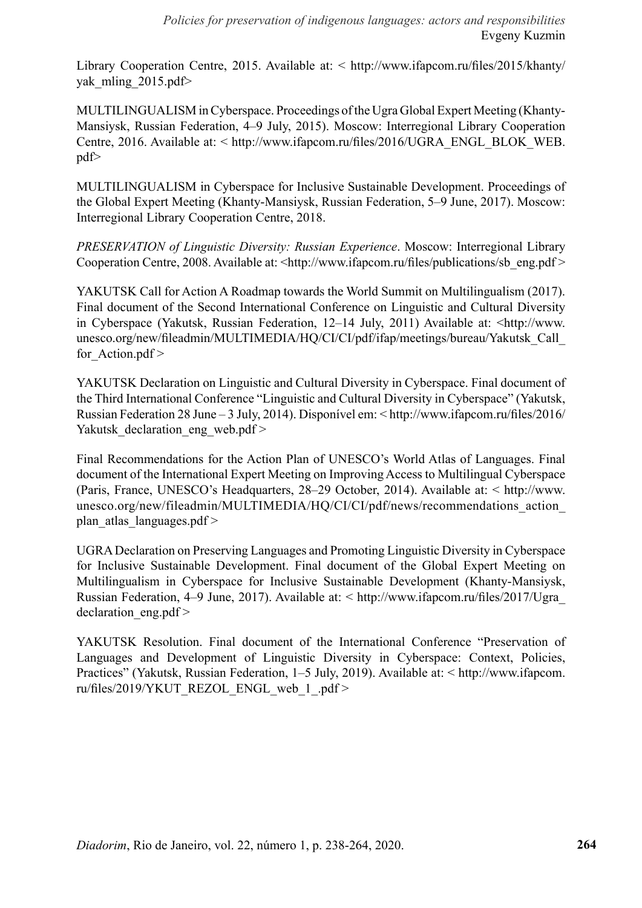Library Cooperation Centre, 2015. Available at: < http://www.ifapcom.ru/files/2015/khanty/yak_mling_2015.pdf>

MULTILINGUALISM in Cyberspace. Proceedings of the Ugra Global Expert Meeting (Khanty-Mansiysk, Russian Federation, 4–9 July, 2015). Moscow: Interregional Library Cooperation Centre, 2016. Available at: < http://www.ifapcom.ru/files/2016/UGRA_ENGL_BLOK_WEB.pdf>

MULTILINGUALISM in Cyberspace for Inclusive Sustainable Development. Proceedings of the Global Expert Meeting (Khanty-Mansiysk, Russian Federation, 5–9 June, 2017). Moscow: Interregional Library Cooperation Centre, 2018.

*PRESERVATION of Linguistic Diversity: Russian Experience*. Moscow: Interregional Library Cooperation Centre, 2008. Available at: <http://www.ifapcom.ru/files/publications/sb_eng.pdf >

YAKUTSK Call for Action A Roadmap towards the World Summit on Multilingualism (2017). Final document of the Second International Conference on Linguistic and Cultural Diversity in Cyberspace (Yakutsk, Russian Federation, 12–14 July, 2011) Available at: <http://www.unesco.org/new/fileadmin/MULTIMEDIA/HQ/CI/CI/pdf/ifap/meetings/bureau/Yakutsk_Call_for_Action.pdf >

YAKUTSK Declaration on Linguistic and Cultural Diversity in Cyberspace. Final document of the Third International Conference "Linguistic and Cultural Diversity in Cyberspace" (Yakutsk, Russian Federation 28 June – 3 July, 2014). Disponível em: < http://www.ifapcom.ru/files/2016/Yakutsk_declaration_eng_web.pdf >

Final Recommendations for the Action Plan of UNESCO's World Atlas of Languages. Final document of the International Expert Meeting on Improving Access to Multilingual Cyberspace (Paris, France, UNESCO's Headquarters, 28–29 October, 2014). Available at: < http://www.unesco.org/new/fileadmin/MULTIMEDIA/HQ/CI/CI/pdf/news/recommendations_action_plan_atlas_languages.pdf >

UGRA Declaration on Preserving Languages and Promoting Linguistic Diversity in Cyberspace for Inclusive Sustainable Development. Final document of the Global Expert Meeting on Multilingualism in Cyberspace for Inclusive Sustainable Development (Khanty-Mansiysk, Russian Federation, 4–9 June, 2017). Available at: < http://www.ifapcom.ru/files/2017/Ugra_declaration_eng.pdf >

YAKUTSK Resolution. Final document of the International Conference "Preservation of Languages and Development of Linguistic Diversity in Cyberspace: Context, Policies, Practices" (Yakutsk, Russian Federation, 1–5 July, 2019). Available at: < http://www.ifapcom.ru/files/2019/YKUT_REZOL_ENGL_web_1_.pdf >